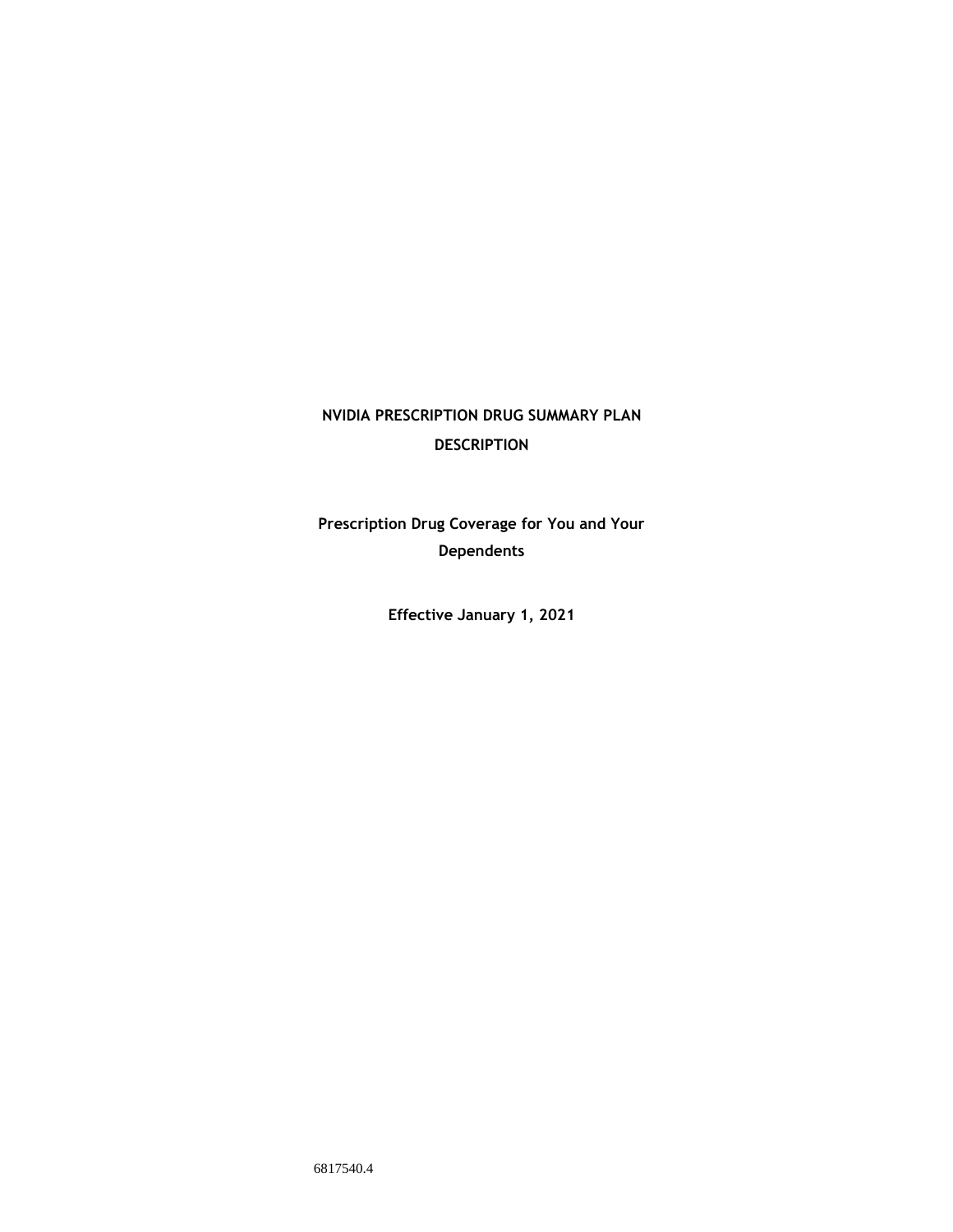# NVIDIA PRESCRIPTION DRUG SUMMARY PLAN DESCRIPTION

**Prescription Drug Coverage for You and Your Dependents**

**Effective January 1, 2021**

6817540.4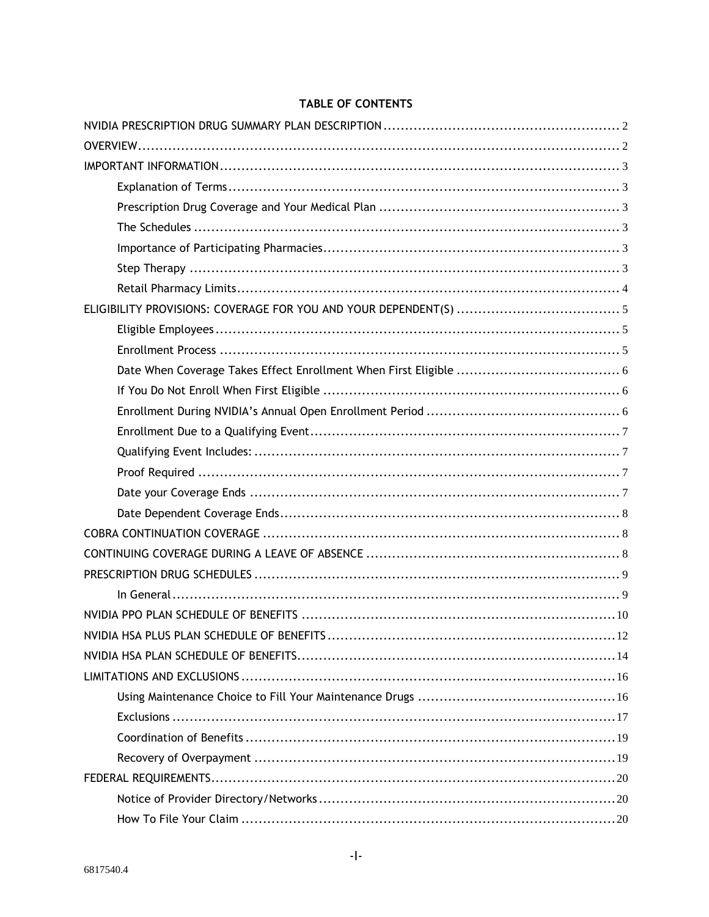**TABLE OF CONTENTS**

NVIDIA PRESCRIPTION DRUG SUMMARY PLAN DESCRIPTION ....... 2

OVERVIEW ....... 2

IMPORTANT INFORMATION ....... 3

- Explanation of Terms ....... 3
- Prescription Drug Coverage and Your Medical Plan ....... 3
- The Schedules ....... 3
- Importance of Participating Pharmacies ....... 3
- Step Therapy ....... 3
- Retail Pharmacy Limits ....... 4

ELIGIBILITY PROVISIONS: COVERAGE FOR YOU AND YOUR DEPENDENT(S) ....... 5

- Eligible Employees ....... 5
- Enrollment Process ....... 5
- Date When Coverage Takes Effect Enrollment When First Eligible ....... 6
- If You Do Not Enroll When First Eligible ....... 6
- Enrollment During NVIDIA's Annual Open Enrollment Period ....... 6
- Enrollment Due to a Qualifying Event ....... 7
- Qualifying Event Includes: ....... 7
- Proof Required ....... 7
- Date your Coverage Ends ....... 7
- Date Dependent Coverage Ends ....... 8

COBRA CONTINUATION COVERAGE ....... 8

CONTINUING COVERAGE DURING A LEAVE OF ABSENCE ....... 8

PRESCRIPTION DRUG SCHEDULES ....... 9

- In General ....... 9

NVIDIA PPO PLAN SCHEDULE OF BENEFITS ....... 10

NVIDIA HSA PLUS PLAN SCHEDULE OF BENEFITS ....... 12

NVIDIA HSA PLAN SCHEDULE OF BENEFITS ....... 14

LIMITATIONS AND EXCLUSIONS ....... 16

- Using Maintenance Choice to Fill Your Maintenance Drugs ....... 16
- Exclusions ....... 17
- Coordination of Benefits ....... 19
- Recovery of Overpayment ....... 19

FEDERAL REQUIREMENTS ....... 20

- Notice of Provider Directory/Networks ....... 20
- How To File Your Claim ....... 20

6817540.4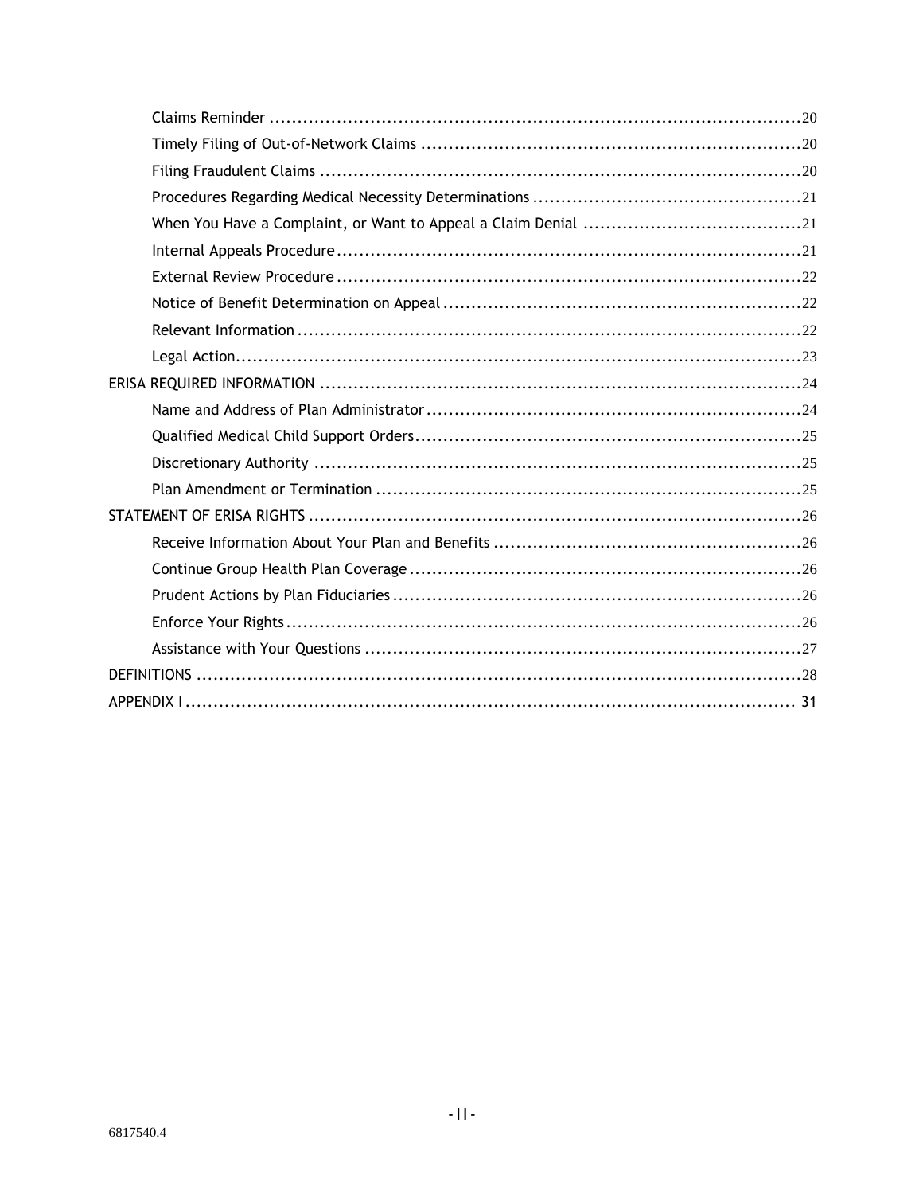Claims Reminder ....................................................................................................20
Timely Filing of Out-of-Network Claims ....................................................................20
Filing Fraudulent Claims .......................................................................................20
Procedures Regarding Medical Necessity Determinations ................................................21
When You Have a Complaint, or Want to Appeal a Claim Denial .......................................21
Internal Appeals Procedure ....................................................................................21
External Review Procedure ....................................................................................22
Notice of Benefit Determination on Appeal ................................................................22
Relevant Information ...........................................................................................22
Legal Action.......................................................................................................23

ERISA REQUIRED INFORMATION .......................................................................................24
Name and Address of Plan Administrator ...................................................................24
Qualified Medical Child Support Orders.....................................................................25
Discretionary Authority .......................................................................................25
Plan Amendment or Termination ............................................................................25

STATEMENT OF ERISA RIGHTS .........................................................................................26
Receive Information About Your Plan and Benefits .......................................................26
Continue Group Health Plan Coverage ......................................................................26
Prudent Actions by Plan Fiduciaries .........................................................................26
Enforce Your Rights.............................................................................................26
Assistance with Your Questions ..............................................................................27

DEFINITIONS ...............................................................................................................28

APPENDIX I.................................................................................................................. 31

6817540.4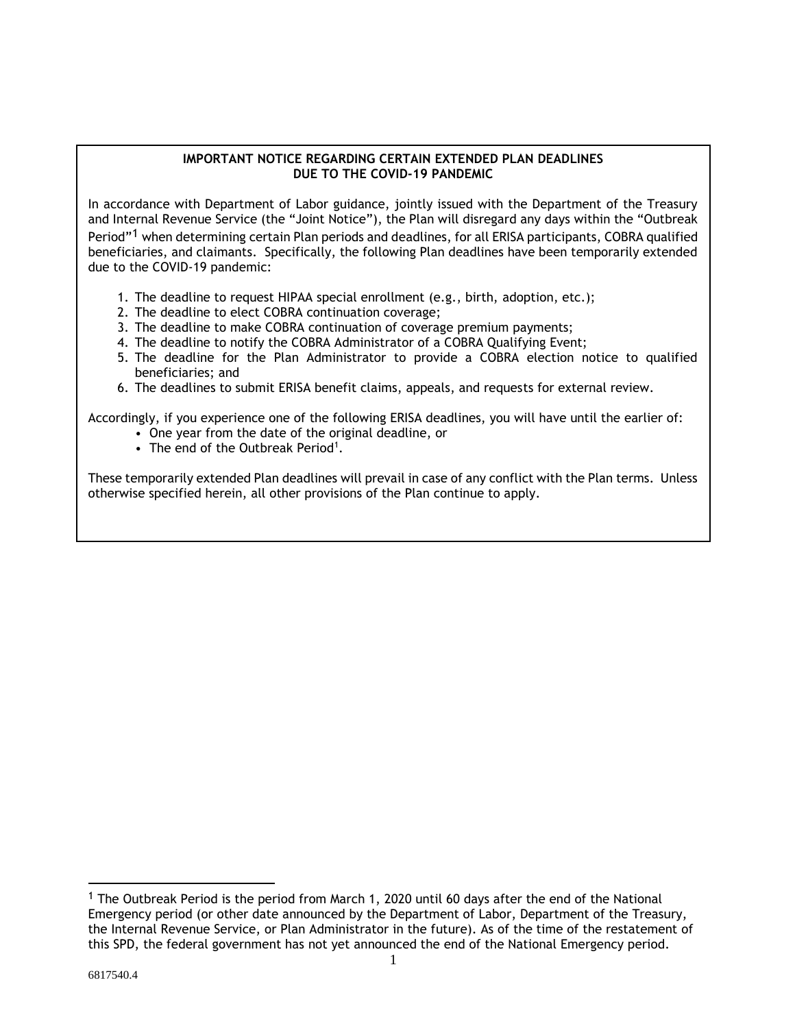**IMPORTANT NOTICE REGARDING CERTAIN EXTENDED PLAN DEADLINES DUE TO THE COVID-19 PANDEMIC**

In accordance with Department of Labor guidance, jointly issued with the Department of the Treasury and Internal Revenue Service (the "Joint Notice"), the Plan will disregard any days within the "Outbreak Period"[1] when determining certain Plan periods and deadlines, for all ERISA participants, COBRA qualified beneficiaries, and claimants. Specifically, the following Plan deadlines have been temporarily extended due to the COVID-19 pandemic:

1. The deadline to request HIPAA special enrollment (e.g., birth, adoption, etc.);
2. The deadline to elect COBRA continuation coverage;
3. The deadline to make COBRA continuation of coverage premium payments;
4. The deadline to notify the COBRA Administrator of a COBRA Qualifying Event;
5. The deadline for the Plan Administrator to provide a COBRA election notice to qualified beneficiaries; and
6. The deadlines to submit ERISA benefit claims, appeals, and requests for external review.

Accordingly, if you experience one of the following ERISA deadlines, you will have until the earlier of:

- One year from the date of the original deadline, or
- The end of the Outbreak Period[1].

These temporarily extended Plan deadlines will prevail in case of any conflict with the Plan terms. Unless otherwise specified herein, all other provisions of the Plan continue to apply.

[1] The Outbreak Period is the period from March 1, 2020 until 60 days after the end of the National Emergency period (or other date announced by the Department of Labor, Department of the Treasury, the Internal Revenue Service, or Plan Administrator in the future). As of the time of the restatement of this SPD, the federal government has not yet announced the end of the National Emergency period.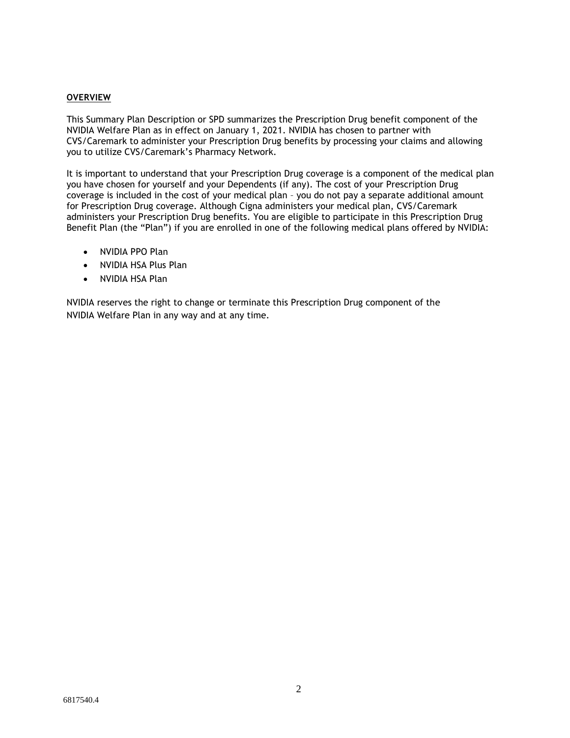## OVERVIEW

This Summary Plan Description or SPD summarizes the Prescription Drug benefit component of the NVIDIA Welfare Plan as in effect on January 1, 2021. NVIDIA has chosen to partner with CVS/Caremark to administer your Prescription Drug benefits by processing your claims and allowing you to utilize CVS/Caremark's Pharmacy Network.

It is important to understand that your Prescription Drug coverage is a component of the medical plan you have chosen for yourself and your Dependents (if any). The cost of your Prescription Drug coverage is included in the cost of your medical plan – you do not pay a separate additional amount for Prescription Drug coverage. Although Cigna administers your medical plan, CVS/Caremark administers your Prescription Drug benefits. You are eligible to participate in this Prescription Drug Benefit Plan (the "Plan") if you are enrolled in one of the following medical plans offered by NVIDIA:

- NVIDIA PPO Plan
- NVIDIA HSA Plus Plan
- NVIDIA HSA Plan

NVIDIA reserves the right to change or terminate this Prescription Drug component of the NVIDIA Welfare Plan in any way and at any time.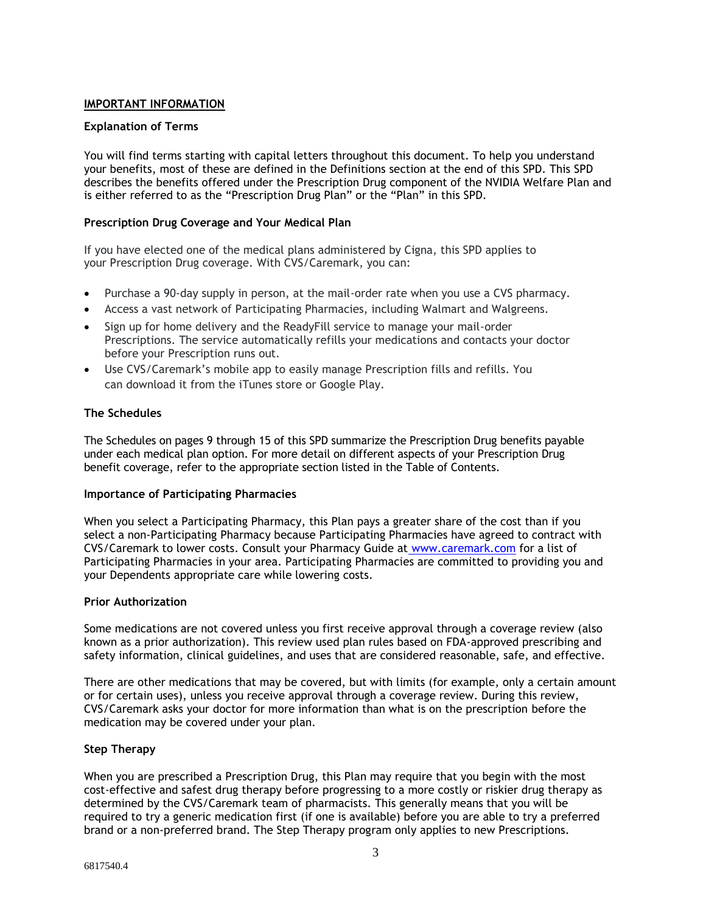## IMPORTANT INFORMATION

### Explanation of Terms

You will find terms starting with capital letters throughout this document. To help you understand your benefits, most of these are defined in the Definitions section at the end of this SPD. This SPD describes the benefits offered under the Prescription Drug component of the NVIDIA Welfare Plan and is either referred to as the "Prescription Drug Plan" or the "Plan" in this SPD.

### Prescription Drug Coverage and Your Medical Plan

If you have elected one of the medical plans administered by Cigna, this SPD applies to your Prescription Drug coverage. With CVS/Caremark, you can:

- Purchase a 90-day supply in person, at the mail-order rate when you use a CVS pharmacy.
- Access a vast network of Participating Pharmacies, including Walmart and Walgreens.
- Sign up for home delivery and the ReadyFill service to manage your mail-order Prescriptions. The service automatically refills your medications and contacts your doctor before your Prescription runs out.
- Use CVS/Caremark's mobile app to easily manage Prescription fills and refills. You can download it from the iTunes store or Google Play.

### The Schedules

The Schedules on pages 9 through 15 of this SPD summarize the Prescription Drug benefits payable under each medical plan option. For more detail on different aspects of your Prescription Drug benefit coverage, refer to the appropriate section listed in the Table of Contents.

### Importance of Participating Pharmacies

When you select a Participating Pharmacy, this Plan pays a greater share of the cost than if you select a non-Participating Pharmacy because Participating Pharmacies have agreed to contract with CVS/Caremark to lower costs. Consult your Pharmacy Guide at www.caremark.com for a list of Participating Pharmacies in your area. Participating Pharmacies are committed to providing you and your Dependents appropriate care while lowering costs.

### Prior Authorization

Some medications are not covered unless you first receive approval through a coverage review (also known as a prior authorization). This review used plan rules based on FDA-approved prescribing and safety information, clinical guidelines, and uses that are considered reasonable, safe, and effective.

There are other medications that may be covered, but with limits (for example, only a certain amount or for certain uses), unless you receive approval through a coverage review. During this review, CVS/Caremark asks your doctor for more information than what is on the prescription before the medication may be covered under your plan.

### Step Therapy

When you are prescribed a Prescription Drug, this Plan may require that you begin with the most cost-effective and safest drug therapy before progressing to a more costly or riskier drug therapy as determined by the CVS/Caremark team of pharmacists. This generally means that you will be required to try a generic medication first (if one is available) before you are able to try a preferred brand or a non-preferred brand. The Step Therapy program only applies to new Prescriptions.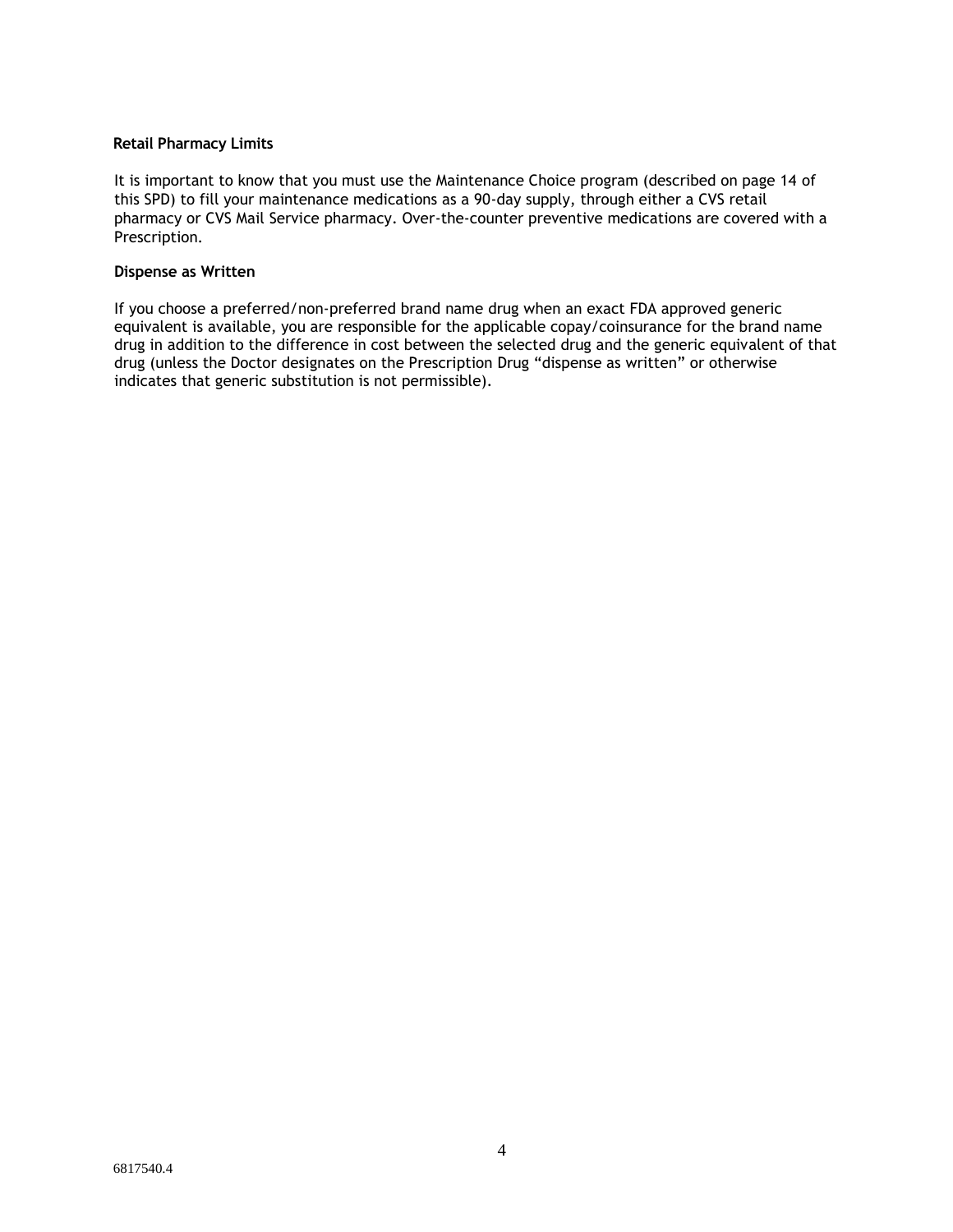**Retail Pharmacy Limits**

It is important to know that you must use the Maintenance Choice program (described on page 14 of this SPD) to fill your maintenance medications as a 90-day supply, through either a CVS retail pharmacy or CVS Mail Service pharmacy. Over-the-counter preventive medications are covered with a Prescription.

**Dispense as Written**

If you choose a preferred/non-preferred brand name drug when an exact FDA approved generic equivalent is available, you are responsible for the applicable copay/coinsurance for the brand name drug in addition to the difference in cost between the selected drug and the generic equivalent of that drug (unless the Doctor designates on the Prescription Drug “dispense as written” or otherwise indicates that generic substitution is not permissible).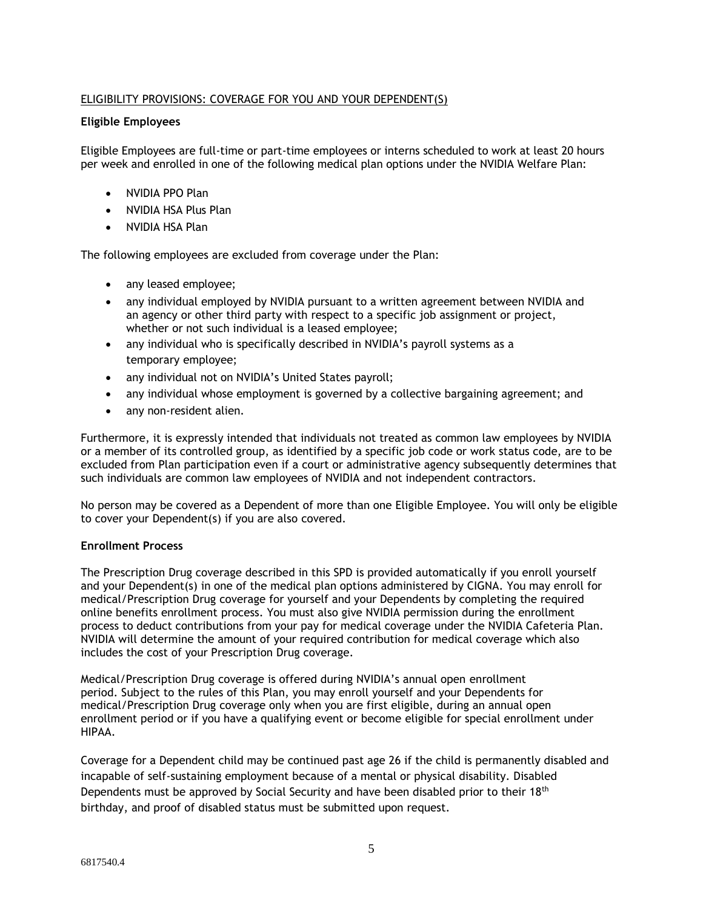## ELIGIBILITY PROVISIONS: COVERAGE FOR YOU AND YOUR DEPENDENT(S)

### Eligible Employees

Eligible Employees are full-time or part-time employees or interns scheduled to work at least 20 hours per week and enrolled in one of the following medical plan options under the NVIDIA Welfare Plan:

- NVIDIA PPO Plan
- NVIDIA HSA Plus Plan
- NVIDIA HSA Plan

The following employees are excluded from coverage under the Plan:

- any leased employee;
- any individual employed by NVIDIA pursuant to a written agreement between NVIDIA and an agency or other third party with respect to a specific job assignment or project, whether or not such individual is a leased employee;
- any individual who is specifically described in NVIDIA's payroll systems as a temporary employee;
- any individual not on NVIDIA's United States payroll;
- any individual whose employment is governed by a collective bargaining agreement; and
- any non-resident alien.

Furthermore, it is expressly intended that individuals not treated as common law employees by NVIDIA or a member of its controlled group, as identified by a specific job code or work status code, are to be excluded from Plan participation even if a court or administrative agency subsequently determines that such individuals are common law employees of NVIDIA and not independent contractors.

No person may be covered as a Dependent of more than one Eligible Employee. You will only be eligible to cover your Dependent(s) if you are also covered.

### Enrollment Process

The Prescription Drug coverage described in this SPD is provided automatically if you enroll yourself and your Dependent(s) in one of the medical plan options administered by CIGNA. You may enroll for medical/Prescription Drug coverage for yourself and your Dependents by completing the required online benefits enrollment process. You must also give NVIDIA permission during the enrollment process to deduct contributions from your pay for medical coverage under the NVIDIA Cafeteria Plan. NVIDIA will determine the amount of your required contribution for medical coverage which also includes the cost of your Prescription Drug coverage.

Medical/Prescription Drug coverage is offered during NVIDIA's annual open enrollment period. Subject to the rules of this Plan, you may enroll yourself and your Dependents for medical/Prescription Drug coverage only when you are first eligible, during an annual open enrollment period or if you have a qualifying event or become eligible for special enrollment under HIPAA.

Coverage for a Dependent child may be continued past age 26 if the child is permanently disabled and incapable of self-sustaining employment because of a mental or physical disability. Disabled Dependents must be approved by Social Security and have been disabled prior to their 18th birthday, and proof of disabled status must be submitted upon request.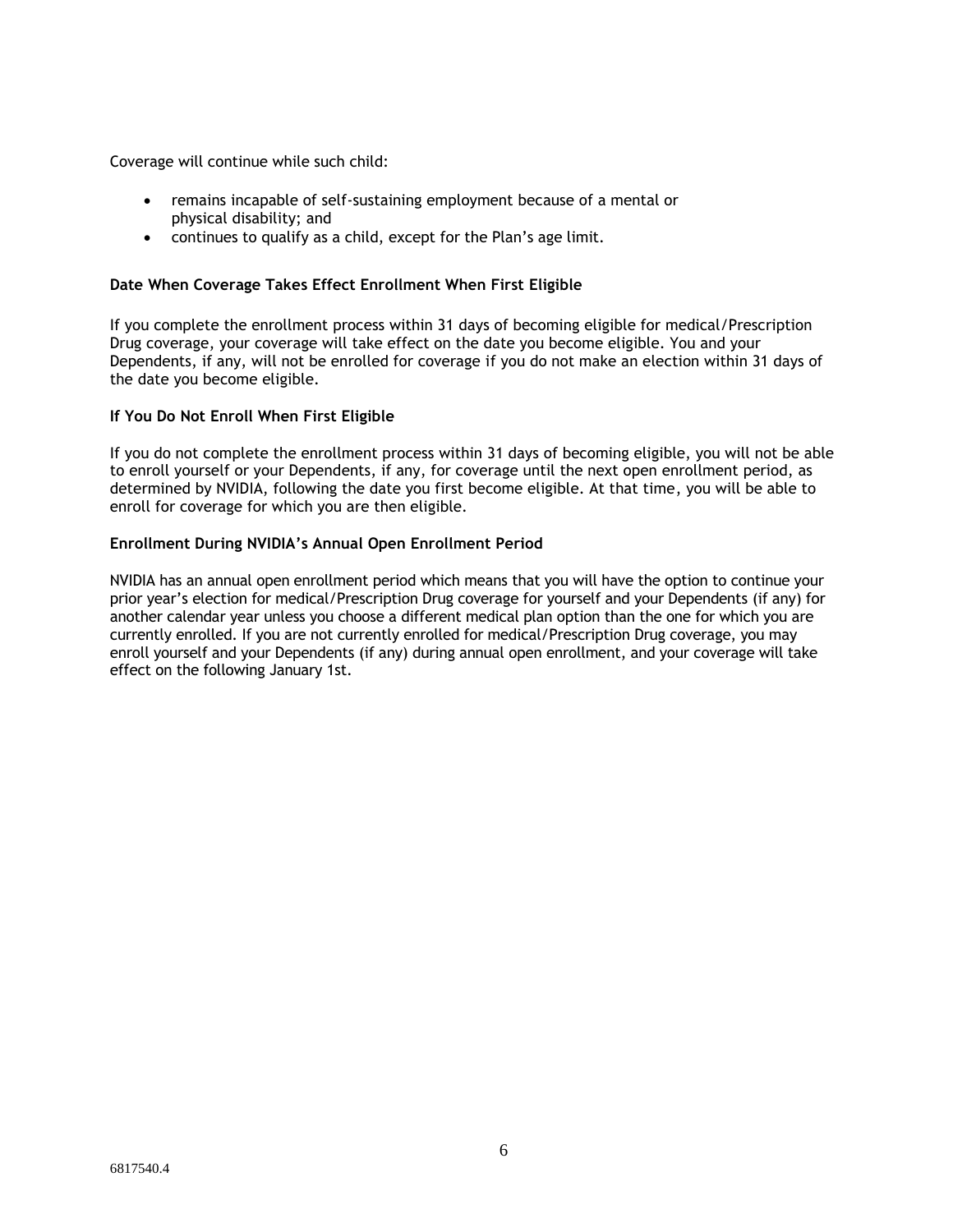Coverage will continue while such child:

- remains incapable of self-sustaining employment because of a mental or physical disability; and
- continues to qualify as a child, except for the Plan's age limit.

**Date When Coverage Takes Effect Enrollment When First Eligible**

If you complete the enrollment process within 31 days of becoming eligible for medical/Prescription Drug coverage, your coverage will take effect on the date you become eligible. You and your Dependents, if any, will not be enrolled for coverage if you do not make an election within 31 days of the date you become eligible.

**If You Do Not Enroll When First Eligible**

If you do not complete the enrollment process within 31 days of becoming eligible, you will not be able to enroll yourself or your Dependents, if any, for coverage until the next open enrollment period, as determined by NVIDIA, following the date you first become eligible. At that time, you will be able to enroll for coverage for which you are then eligible.

**Enrollment During NVIDIA's Annual Open Enrollment Period**

NVIDIA has an annual open enrollment period which means that you will have the option to continue your prior year's election for medical/Prescription Drug coverage for yourself and your Dependents (if any) for another calendar year unless you choose a different medical plan option than the one for which you are currently enrolled. If you are not currently enrolled for medical/Prescription Drug coverage, you may enroll yourself and your Dependents (if any) during annual open enrollment, and your coverage will take effect on the following January 1st.

6817540.4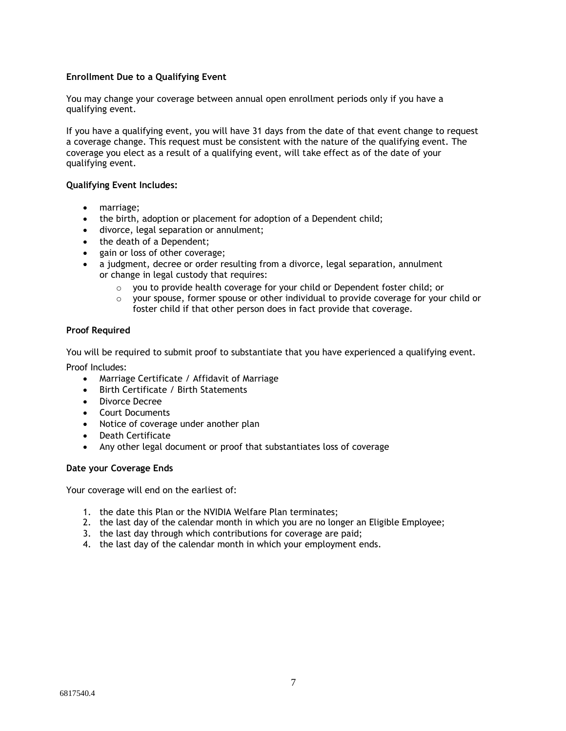**Enrollment Due to a Qualifying Event**

You may change your coverage between annual open enrollment periods only if you have a qualifying event.

If you have a qualifying event, you will have 31 days from the date of that event change to request a coverage change. This request must be consistent with the nature of the qualifying event. The coverage you elect as a result of a qualifying event, will take effect as of the date of your qualifying event.

**Qualifying Event Includes:**

- marriage;
- the birth, adoption or placement for adoption of a Dependent child;
- divorce, legal separation or annulment;
- the death of a Dependent;
- gain or loss of other coverage;
- a judgment, decree or order resulting from a divorce, legal separation, annulment or change in legal custody that requires:
  - you to provide health coverage for your child or Dependent foster child; or
  - your spouse, former spouse or other individual to provide coverage for your child or foster child if that other person does in fact provide that coverage.

**Proof Required**

You will be required to submit proof to substantiate that you have experienced a qualifying event.

Proof Includes:

- Marriage Certificate / Affidavit of Marriage
- Birth Certificate / Birth Statements
- Divorce Decree
- Court Documents
- Notice of coverage under another plan
- Death Certificate
- Any other legal document or proof that substantiates loss of coverage

**Date your Coverage Ends**

Your coverage will end on the earliest of:

1. the date this Plan or the NVIDIA Welfare Plan terminates;
2. the last day of the calendar month in which you are no longer an Eligible Employee;
3. the last day through which contributions for coverage are paid;
4. the last day of the calendar month in which your employment ends.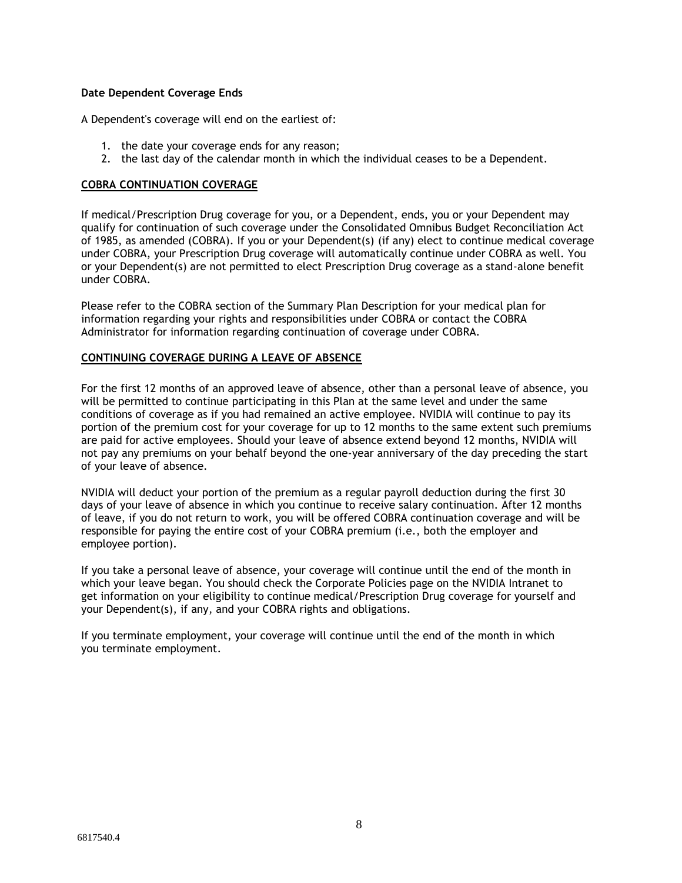**Date Dependent Coverage Ends**

A Dependent's coverage will end on the earliest of:

1. the date your coverage ends for any reason;
2. the last day of the calendar month in which the individual ceases to be a Dependent.

## COBRA CONTINUATION COVERAGE

If medical/Prescription Drug coverage for you, or a Dependent, ends, you or your Dependent may qualify for continuation of such coverage under the Consolidated Omnibus Budget Reconciliation Act of 1985, as amended (COBRA). If you or your Dependent(s) (if any) elect to continue medical coverage under COBRA, your Prescription Drug coverage will automatically continue under COBRA as well. You or your Dependent(s) are not permitted to elect Prescription Drug coverage as a stand-alone benefit under COBRA.

Please refer to the COBRA section of the Summary Plan Description for your medical plan for information regarding your rights and responsibilities under COBRA or contact the COBRA Administrator for information regarding continuation of coverage under COBRA.

## CONTINUING COVERAGE DURING A LEAVE OF ABSENCE

For the first 12 months of an approved leave of absence, other than a personal leave of absence, you will be permitted to continue participating in this Plan at the same level and under the same conditions of coverage as if you had remained an active employee. NVIDIA will continue to pay its portion of the premium cost for your coverage for up to 12 months to the same extent such premiums are paid for active employees. Should your leave of absence extend beyond 12 months, NVIDIA will not pay any premiums on your behalf beyond the one-year anniversary of the day preceding the start of your leave of absence.

NVIDIA will deduct your portion of the premium as a regular payroll deduction during the first 30 days of your leave of absence in which you continue to receive salary continuation. After 12 months of leave, if you do not return to work, you will be offered COBRA continuation coverage and will be responsible for paying the entire cost of your COBRA premium (i.e., both the employer and employee portion).

If you take a personal leave of absence, your coverage will continue until the end of the month in which your leave began. You should check the Corporate Policies page on the NVIDIA Intranet to get information on your eligibility to continue medical/Prescription Drug coverage for yourself and your Dependent(s), if any, and your COBRA rights and obligations.

If you terminate employment, your coverage will continue until the end of the month in which you terminate employment.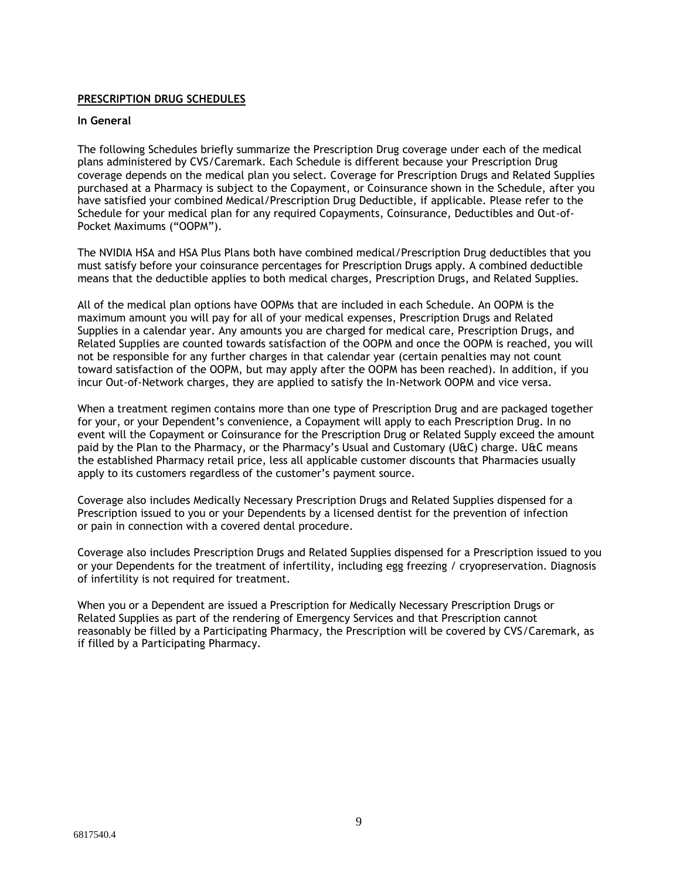## PRESCRIPTION DRUG SCHEDULES

### In General

The following Schedules briefly summarize the Prescription Drug coverage under each of the medical plans administered by CVS/Caremark. Each Schedule is different because your Prescription Drug coverage depends on the medical plan you select. Coverage for Prescription Drugs and Related Supplies purchased at a Pharmacy is subject to the Copayment, or Coinsurance shown in the Schedule, after you have satisfied your combined Medical/Prescription Drug Deductible, if applicable. Please refer to the Schedule for your medical plan for any required Copayments, Coinsurance, Deductibles and Out-of-Pocket Maximums ("OOPM").

The NVIDIA HSA and HSA Plus Plans both have combined medical/Prescription Drug deductibles that you must satisfy before your coinsurance percentages for Prescription Drugs apply. A combined deductible means that the deductible applies to both medical charges, Prescription Drugs, and Related Supplies.

All of the medical plan options have OOPMs that are included in each Schedule. An OOPM is the maximum amount you will pay for all of your medical expenses, Prescription Drugs and Related Supplies in a calendar year. Any amounts you are charged for medical care, Prescription Drugs, and Related Supplies are counted towards satisfaction of the OOPM and once the OOPM is reached, you will not be responsible for any further charges in that calendar year (certain penalties may not count toward satisfaction of the OOPM, but may apply after the OOPM has been reached). In addition, if you incur Out-of-Network charges, they are applied to satisfy the In-Network OOPM and vice versa.

When a treatment regimen contains more than one type of Prescription Drug and are packaged together for your, or your Dependent's convenience, a Copayment will apply to each Prescription Drug. In no event will the Copayment or Coinsurance for the Prescription Drug or Related Supply exceed the amount paid by the Plan to the Pharmacy, or the Pharmacy's Usual and Customary (U&C) charge. U&C means the established Pharmacy retail price, less all applicable customer discounts that Pharmacies usually apply to its customers regardless of the customer's payment source.

Coverage also includes Medically Necessary Prescription Drugs and Related Supplies dispensed for a Prescription issued to you or your Dependents by a licensed dentist for the prevention of infection or pain in connection with a covered dental procedure.

Coverage also includes Prescription Drugs and Related Supplies dispensed for a Prescription issued to you or your Dependents for the treatment of infertility, including egg freezing / cryopreservation. Diagnosis of infertility is not required for treatment.

When you or a Dependent are issued a Prescription for Medically Necessary Prescription Drugs or Related Supplies as part of the rendering of Emergency Services and that Prescription cannot reasonably be filled by a Participating Pharmacy, the Prescription will be covered by CVS/Caremark, as if filled by a Participating Pharmacy.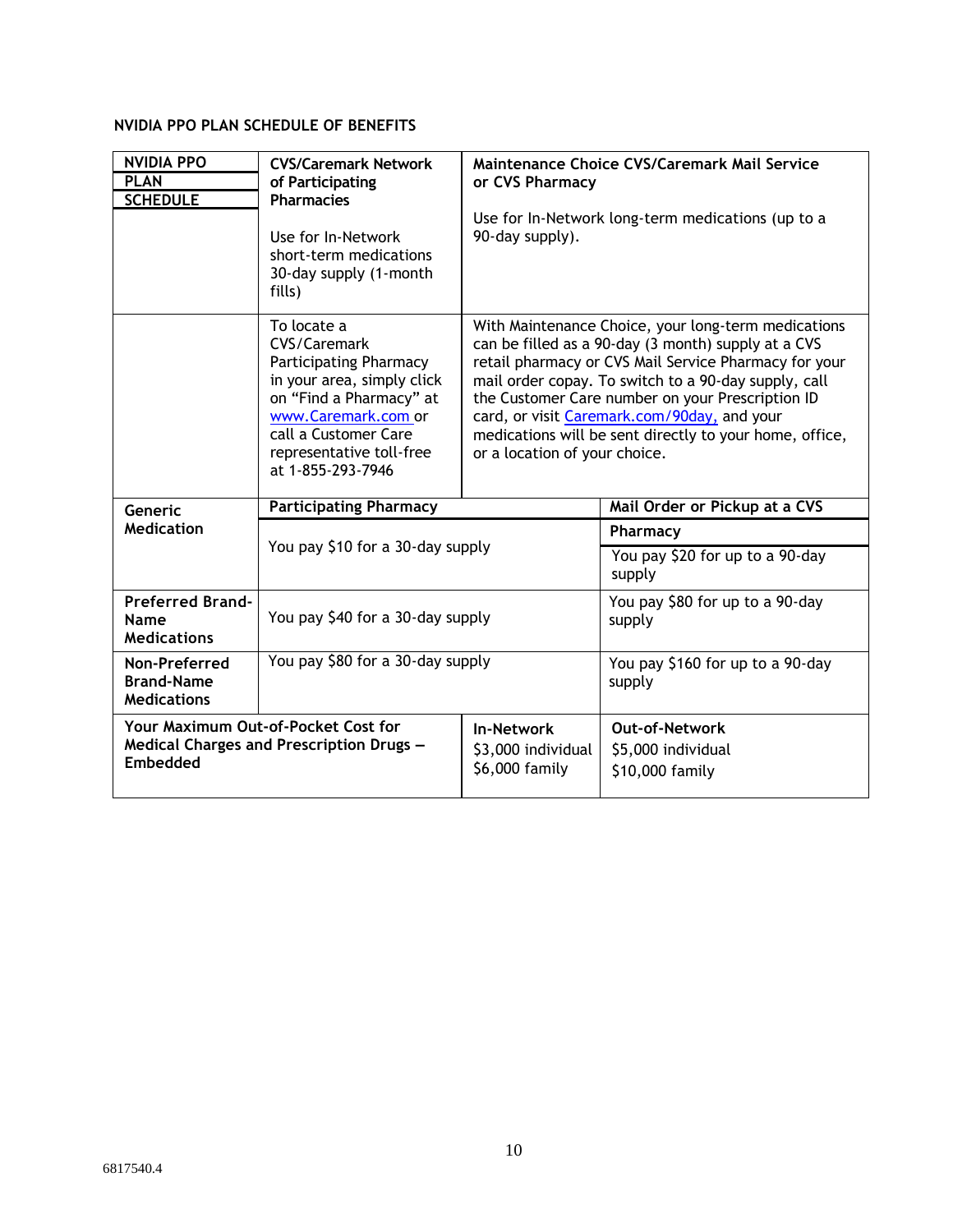## NVIDIA PPO PLAN SCHEDULE OF BENEFITS

| NVIDIA PPO PLAN SCHEDULE | CVS/Caremark Network of Participating Pharmacies<br><br>Use for In-Network short-term medications 30-day supply (1-month fills) | Maintenance Choice CVS/Caremark Mail Service or CVS Pharmacy<br><br>Use for In-Network long-term medications (up to a 90-day supply). | |
|---|---|---|---|
| | To locate a CVS/Caremark Participating Pharmacy in your area, simply click on "Find a Pharmacy" at www.Caremark.com or call a Customer Care representative toll-free at 1-855-293-7946 | With Maintenance Choice, your long-term medications can be filled as a 90-day (3 month) supply at a CVS retail pharmacy or CVS Mail Service Pharmacy for your mail order copay. To switch to a 90-day supply, call the Customer Care number on your Prescription ID card, or visit Caremark.com/90day, and your medications will be sent directly to your home, office, or a location of your choice. | |
| | **Participating Pharmacy** | | **Mail Order or Pickup at a CVS Pharmacy** |
| **Generic Medication** | You pay $10 for a 30-day supply | | You pay $20 for up to a 90-day supply |
| **Preferred Brand-Name Medications** | You pay $40 for a 30-day supply | | You pay $80 for up to a 90-day supply |
| **Non-Preferred Brand-Name Medications** | You pay $80 for a 30-day supply | | You pay $160 for up to a 90-day supply |
| **Your Maximum Out-of-Pocket Cost for Medical Charges and Prescription Drugs – Embedded** | | **In-Network**<br>$3,000 individual<br>$6,000 family | **Out-of-Network**<br>$5,000 individual<br>$10,000 family |

6817540.4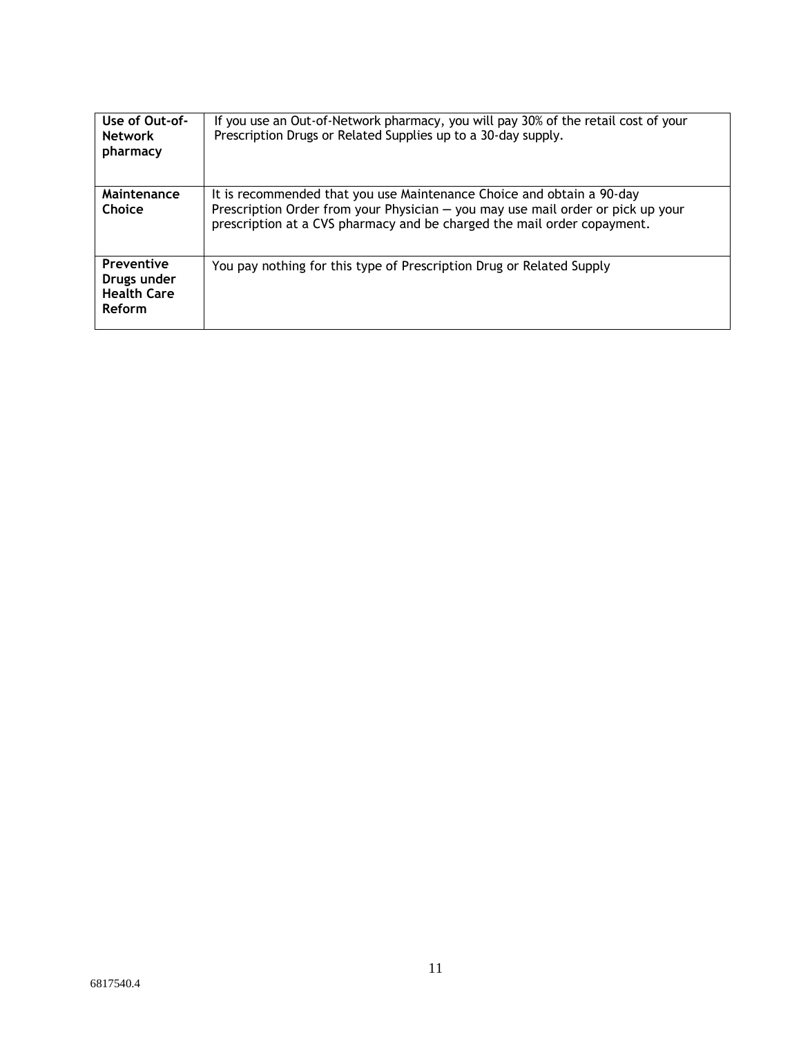| **Use of Out-of-Network pharmacy** | If you use an Out-of-Network pharmacy, you will pay 30% of the retail cost of your Prescription Drugs or Related Supplies up to a 30-day supply. |
|---|---|
| **Maintenance Choice** | It is recommended that you use Maintenance Choice and obtain a 90-day Prescription Order from your Physician — you may use mail order or pick up your prescription at a CVS pharmacy and be charged the mail order copayment. |
| **Preventive Drugs under Health Care Reform** | You pay nothing for this type of Prescription Drug or Related Supply |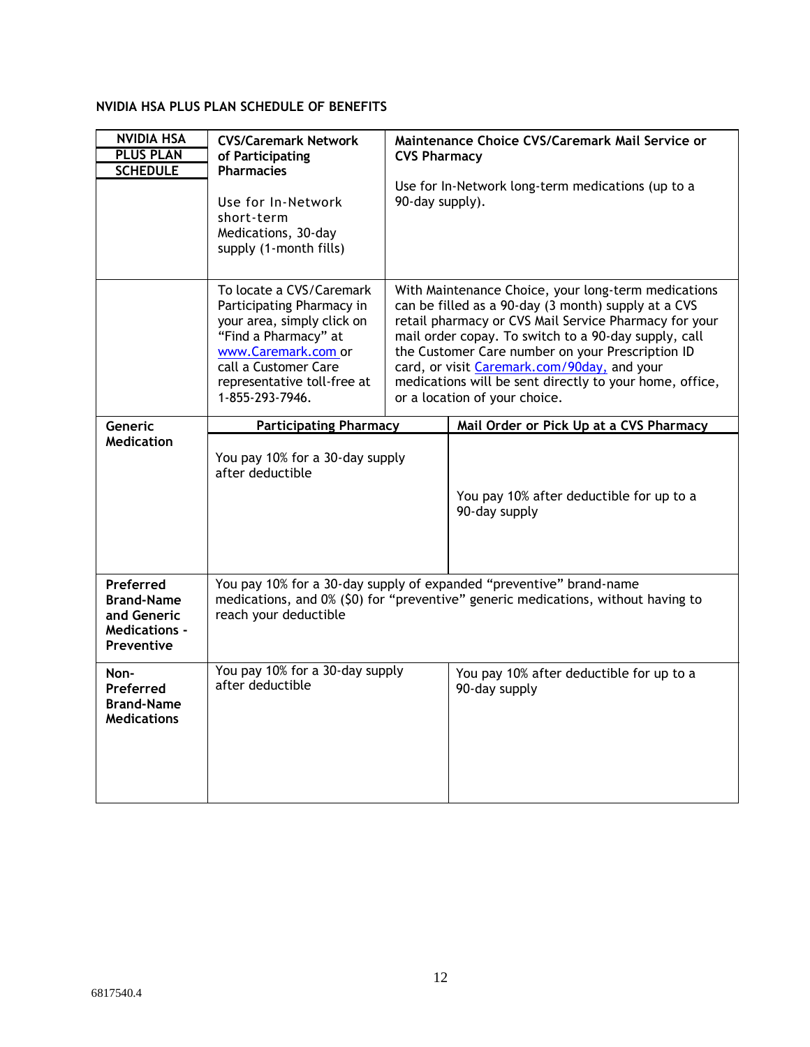## NVIDIA HSA PLUS PLAN SCHEDULE OF BENEFITS

| NVIDIA HSA PLUS PLAN SCHEDULE | CVS/Caremark Network of Participating Pharmacies<br><br>Use for In-Network short-term Medications, 30-day supply (1-month fills) | Maintenance Choice CVS/Caremark Mail Service or CVS Pharmacy<br><br>Use for In-Network long-term medications (up to a 90-day supply). |
|---|---|---|
| | To locate a CVS/Caremark Participating Pharmacy in your area, simply click on "Find a Pharmacy" at www.Caremark.com or call a Customer Care representative toll-free at 1-855-293-7946. | With Maintenance Choice, your long-term medications can be filled as a 90-day (3 month) supply at a CVS retail pharmacy or CVS Mail Service Pharmacy for your mail order copay. To switch to a 90-day supply, call the Customer Care number on your Prescription ID card, or visit Caremark.com/90day, and your medications will be sent directly to your home, office, or a location of your choice. |
| | **Participating Pharmacy** | **Mail Order or Pick Up at a CVS Pharmacy** |
| **Generic Medication** | You pay 10% for a 30-day supply after deductible | You pay 10% after deductible for up to a 90-day supply |
| **Preferred Brand-Name and Generic Medications - Preventive** | You pay 10% for a 30-day supply of expanded "preventive" brand-name medications, and 0% ($0) for "preventive" generic medications, without having to reach your deductible | |
| **Non-Preferred Brand-Name Medications** | You pay 10% for a 30-day supply after deductible | You pay 10% after deductible for up to a 90-day supply |

6817540.4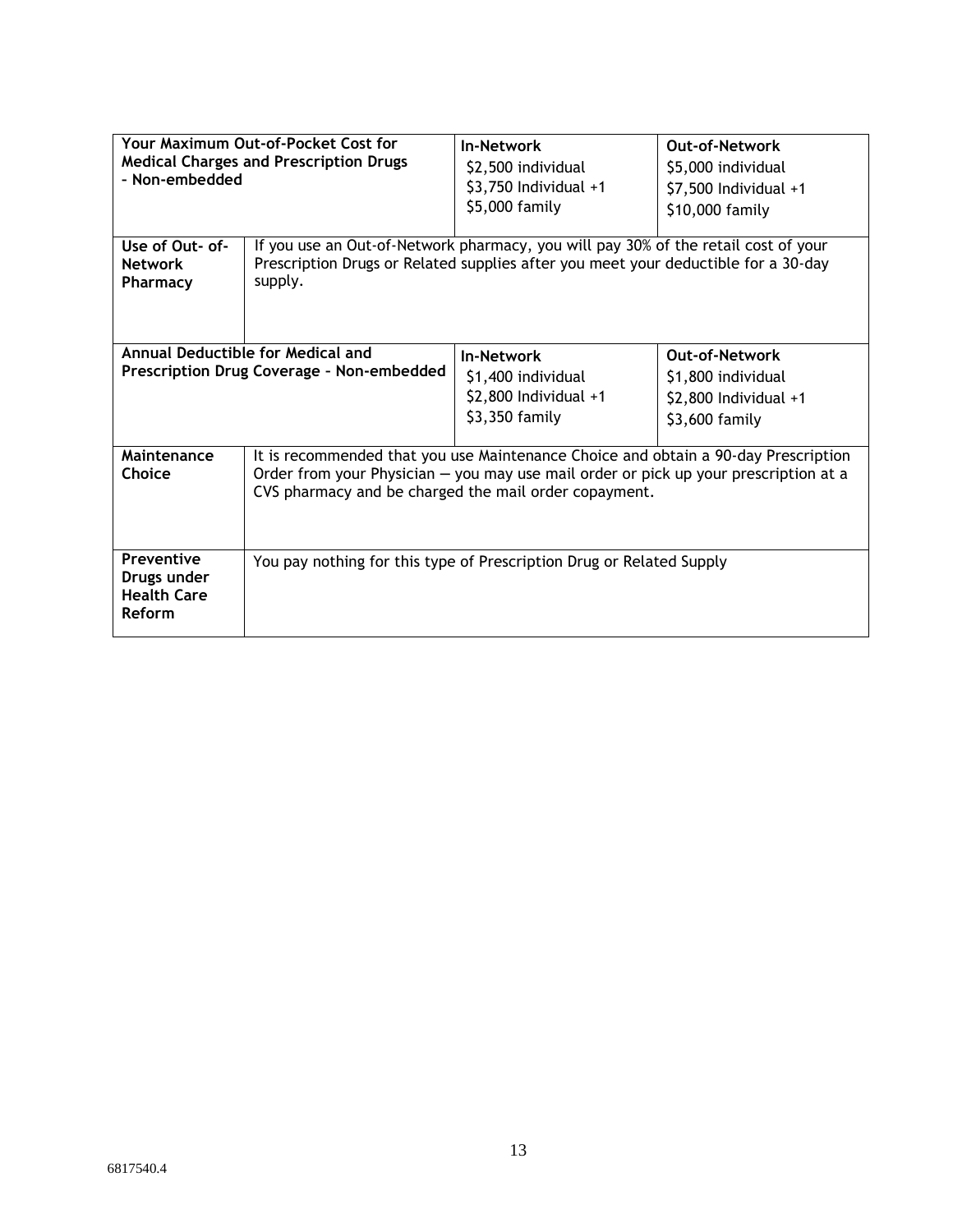| Your Maximum Out-of-Pocket Cost for Medical Charges and Prescription Drugs - Non-embedded | | In-Network<br>$2,500 individual<br>$3,750 Individual +1<br>$5,000 family | Out-of-Network<br>$5,000 individual<br>$7,500 Individual +1<br>$10,000 family |
|---|---|---|---|
| **Use of Out- of-Network Pharmacy** | If you use an Out-of-Network pharmacy, you will pay 30% of the retail cost of your Prescription Drugs or Related supplies after you meet your deductible for a 30-day supply. | | |
| **Annual Deductible for Medical and Prescription Drug Coverage - Non-embedded** | | **In-Network**<br>$1,400 individual<br>$2,800 Individual +1<br>$3,350 family | **Out-of-Network**<br>$1,800 individual<br>$2,800 Individual +1<br>$3,600 family |
| **Maintenance Choice** | It is recommended that you use Maintenance Choice and obtain a 90-day Prescription Order from your Physician — you may use mail order or pick up your prescription at a CVS pharmacy and be charged the mail order copayment. | | |
| **Preventive Drugs under Health Care Reform** | You pay nothing for this type of Prescription Drug or Related Supply | | |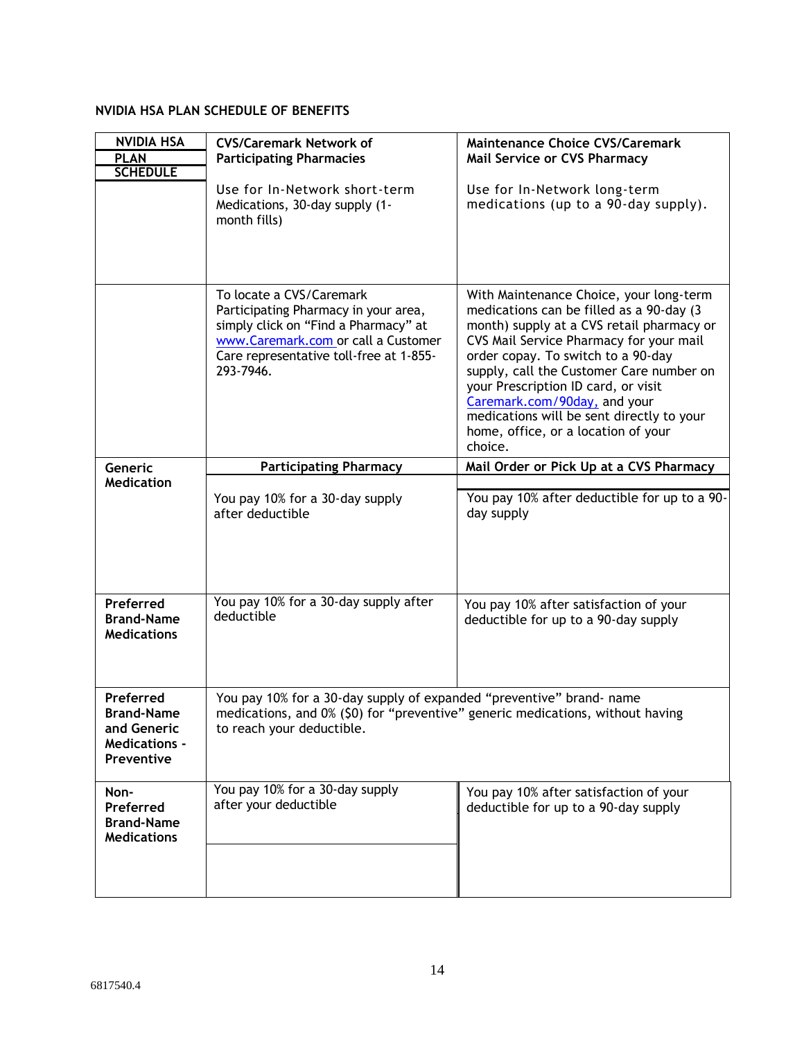**NVIDIA HSA PLAN SCHEDULE OF BENEFITS**

| NVIDIA HSA PLAN SCHEDULE | CVS/Caremark Network of Participating Pharmacies<br><br>Use for In-Network short-term Medications, 30-day supply (1-month fills) | Maintenance Choice CVS/Caremark Mail Service or CVS Pharmacy<br><br>Use for In-Network long-term medications (up to a 90-day supply). |
|---|---|---|
| | To locate a CVS/Caremark Participating Pharmacy in your area, simply click on "Find a Pharmacy" at www.Caremark.com or call a Customer Care representative toll-free at 1-855-293-7946. | With Maintenance Choice, your long-term medications can be filled as a 90-day (3 month) supply at a CVS retail pharmacy or CVS Mail Service Pharmacy for your mail order copay. To switch to a 90-day supply, call the Customer Care number on your Prescription ID card, or visit Caremark.com/90day, and your medications will be sent directly to your home, office, or a location of your choice. |
| **Generic Medication** | **Participating Pharmacy**<br><br>You pay 10% for a 30-day supply after deductible | **Mail Order or Pick Up at a CVS Pharmacy**<br><br>You pay 10% after deductible for up to a 90-day supply |
| **Preferred Brand-Name Medications** | You pay 10% for a 30-day supply after deductible | You pay 10% after satisfaction of your deductible for up to a 90-day supply |
| **Preferred Brand-Name and Generic Medications - Preventive** | You pay 10% for a 30-day supply of expanded "preventive" brand- name medications, and 0% ($0) for "preventive" generic medications, without having to reach your deductible. | |
| **Non-Preferred Brand-Name Medications** | You pay 10% for a 30-day supply after your deductible | You pay 10% after satisfaction of your deductible for up to a 90-day supply |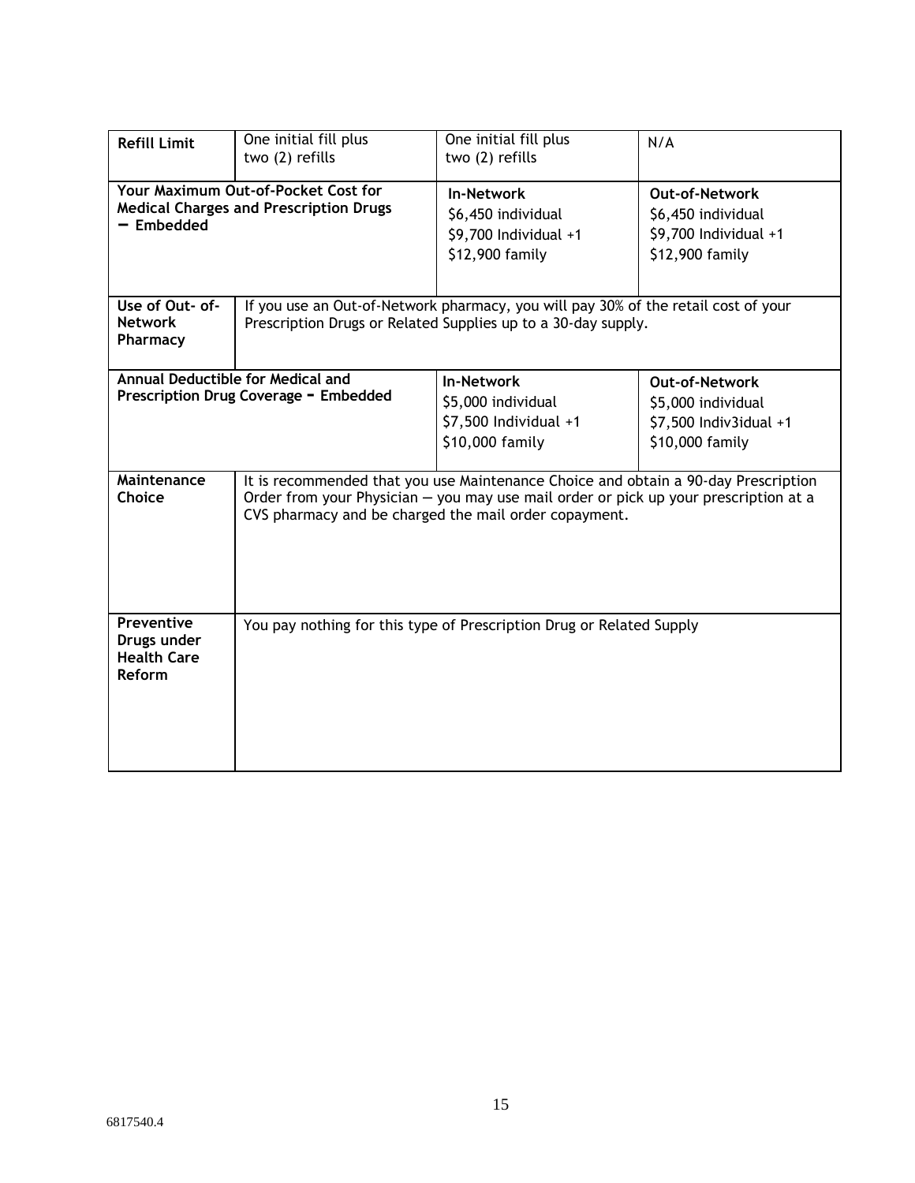| | | | |
|---|---|---|---|
| **Refill Limit** | One initial fill plus two (2) refills | One initial fill plus two (2) refills | N/A |
| **Your Maximum Out-of-Pocket Cost for Medical Charges and Prescription Drugs – Embedded** | | **In-Network**<br>$6,450 individual<br>$9,700 Individual +1<br>$12,900 family | **Out-of-Network**<br>$6,450 individual<br>$9,700 Individual +1<br>$12,900 family |
| **Use of Out- of-Network Pharmacy** | If you use an Out-of-Network pharmacy, you will pay 30% of the retail cost of your Prescription Drugs or Related Supplies up to a 30-day supply. | | |
| **Annual Deductible for Medical and Prescription Drug Coverage – Embedded** | | **In-Network**<br>$5,000 individual<br>$7,500 Individual +1<br>$10,000 family | **Out-of-Network**<br>$5,000 individual<br>$7,500 Indiv3idual +1<br>$10,000 family |
| **Maintenance Choice** | It is recommended that you use Maintenance Choice and obtain a 90-day Prescription Order from your Physician — you may use mail order or pick up your prescription at a CVS pharmacy and be charged the mail order copayment. | | |
| **Preventive Drugs under Health Care Reform** | You pay nothing for this type of Prescription Drug or Related Supply | | |

6817540.4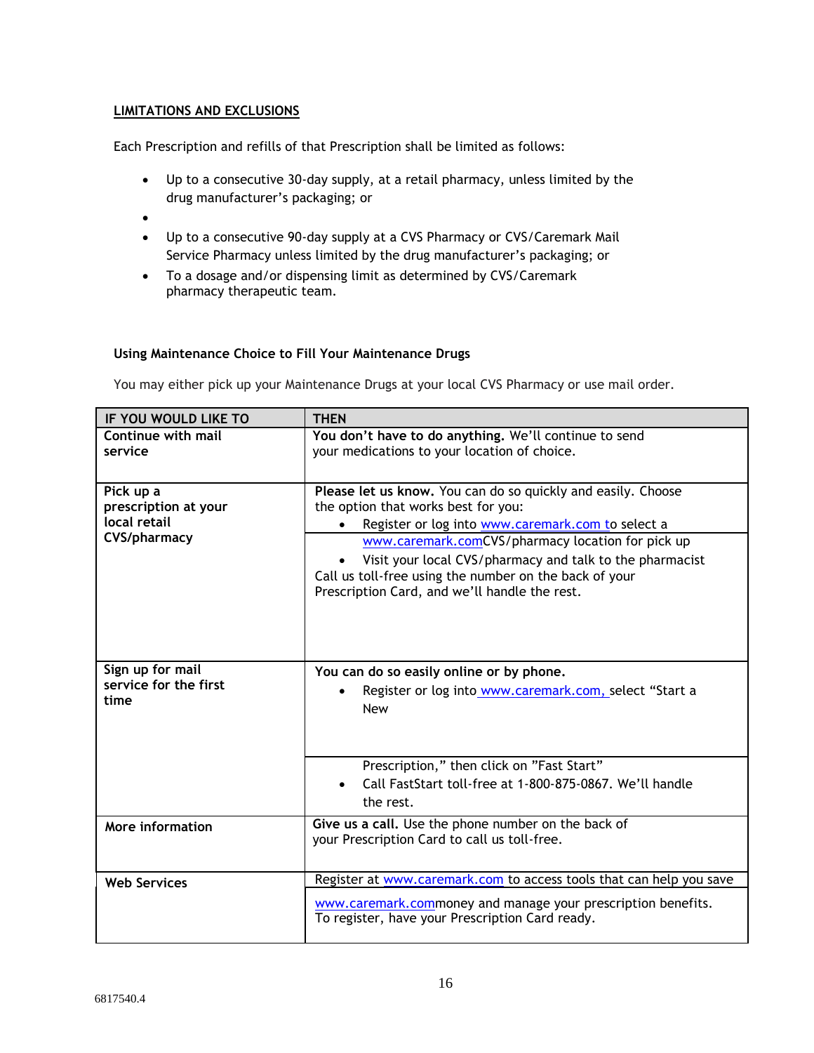**LIMITATIONS AND EXCLUSIONS**

Each Prescription and refills of that Prescription shall be limited as follows:

- Up to a consecutive 30-day supply, at a retail pharmacy, unless limited by the drug manufacturer's packaging; or
- 
- Up to a consecutive 90-day supply at a CVS Pharmacy or CVS/Caremark Mail Service Pharmacy unless limited by the drug manufacturer's packaging; or
- To a dosage and/or dispensing limit as determined by CVS/Caremark pharmacy therapeutic team.

**Using Maintenance Choice to Fill Your Maintenance Drugs**

You may either pick up your Maintenance Drugs at your local CVS Pharmacy or use mail order.

| IF YOU WOULD LIKE TO | THEN |
|---|---|
| **Continue with mail service** | **You don't have to do anything.** We'll continue to send your medications to your location of choice. |
| **Pick up a prescription at your local retail CVS/pharmacy** | **Please let us know.** You can do so quickly and easily. Choose the option that works best for you:<br>• Register or log into www.caremark.com to select a www.caremark.comCVS/pharmacy location for pick up<br>• Visit your local CVS/pharmacy and talk to the pharmacist<br>Call us toll-free using the number on the back of your Prescription Card, and we'll handle the rest. |
| **Sign up for mail service for the first time** | **You can do so easily online or by phone.**<br>• Register or log into www.caremark.com, select "Start a New Prescription," then click on "Fast Start"<br>• Call FastStart toll-free at 1-800-875-0867. We'll handle the rest. |
| **More information** | **Give us a call.** Use the phone number on the back of your Prescription Card to call us toll-free. |
| **Web Services** | Register at www.caremark.com to access tools that can help you save www.caremark.commoney and manage your prescription benefits. To register, have your Prescription Card ready. |

6817540.4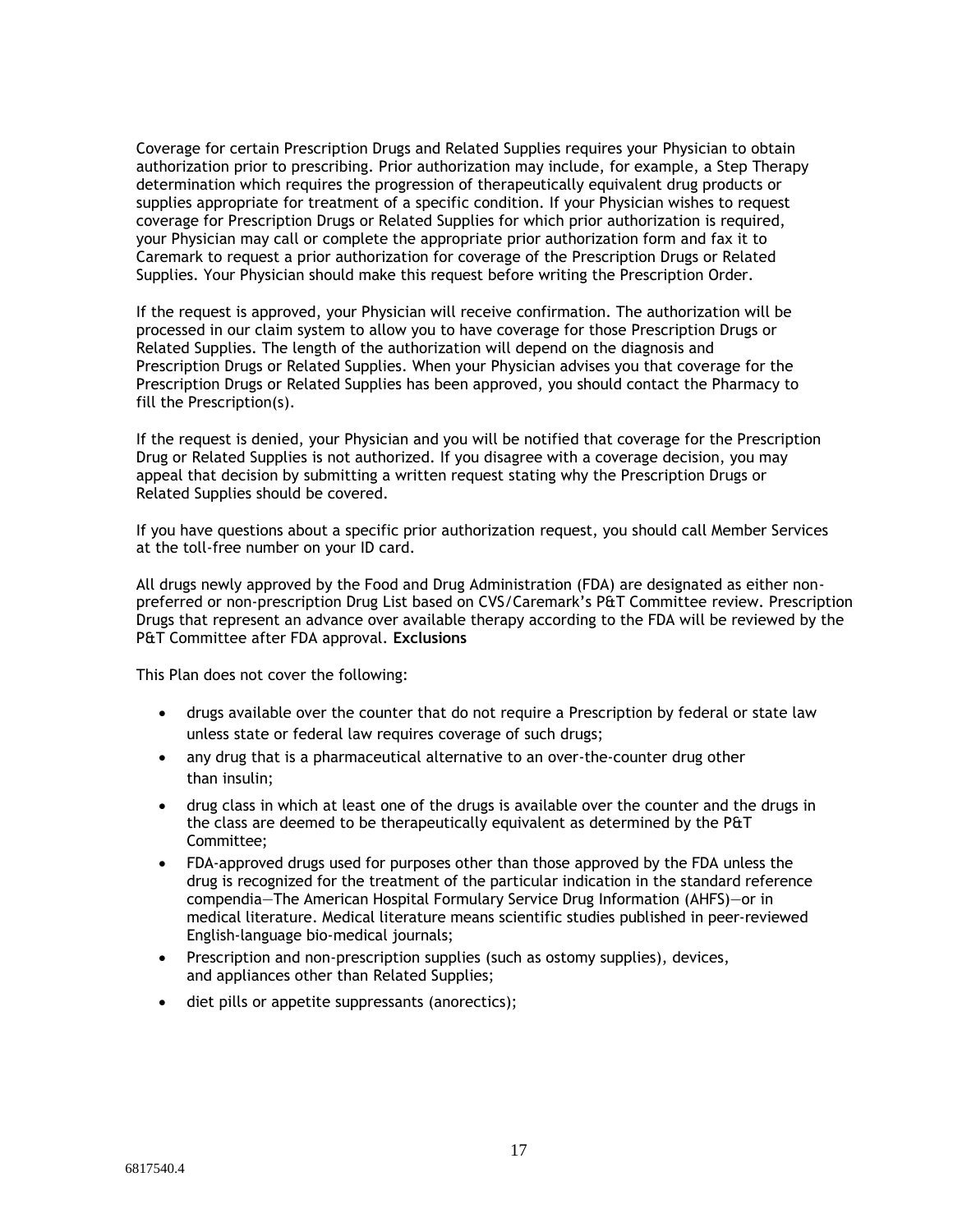Coverage for certain Prescription Drugs and Related Supplies requires your Physician to obtain authorization prior to prescribing. Prior authorization may include, for example, a Step Therapy determination which requires the progression of therapeutically equivalent drug products or supplies appropriate for treatment of a specific condition. If your Physician wishes to request coverage for Prescription Drugs or Related Supplies for which prior authorization is required, your Physician may call or complete the appropriate prior authorization form and fax it to Caremark to request a prior authorization for coverage of the Prescription Drugs or Related Supplies. Your Physician should make this request before writing the Prescription Order.

If the request is approved, your Physician will receive confirmation. The authorization will be processed in our claim system to allow you to have coverage for those Prescription Drugs or Related Supplies. The length of the authorization will depend on the diagnosis and Prescription Drugs or Related Supplies. When your Physician advises you that coverage for the Prescription Drugs or Related Supplies has been approved, you should contact the Pharmacy to fill the Prescription(s).

If the request is denied, your Physician and you will be notified that coverage for the Prescription Drug or Related Supplies is not authorized. If you disagree with a coverage decision, you may appeal that decision by submitting a written request stating why the Prescription Drugs or Related Supplies should be covered.

If you have questions about a specific prior authorization request, you should call Member Services at the toll-free number on your ID card.

All drugs newly approved by the Food and Drug Administration (FDA) are designated as either non-preferred or non-prescription Drug List based on CVS/Caremark's P&T Committee review. Prescription Drugs that represent an advance over available therapy according to the FDA will be reviewed by the P&T Committee after FDA approval.

**Exclusions**

This Plan does not cover the following:

- drugs available over the counter that do not require a Prescription by federal or state law unless state or federal law requires coverage of such drugs;
- any drug that is a pharmaceutical alternative to an over-the-counter drug other than insulin;
- drug class in which at least one of the drugs is available over the counter and the drugs in the class are deemed to be therapeutically equivalent as determined by the P&T Committee;
- FDA-approved drugs used for purposes other than those approved by the FDA unless the drug is recognized for the treatment of the particular indication in the standard reference compendia—The American Hospital Formulary Service Drug Information (AHFS)—or in medical literature. Medical literature means scientific studies published in peer-reviewed English-language bio-medical journals;
- Prescription and non-prescription supplies (such as ostomy supplies), devices, and appliances other than Related Supplies;
- diet pills or appetite suppressants (anorectics);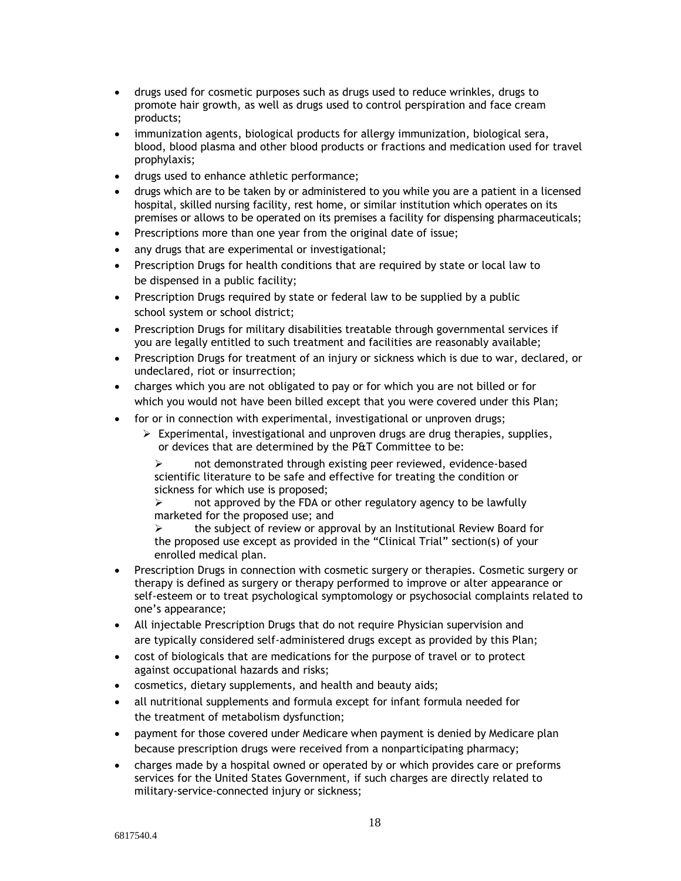- drugs used for cosmetic purposes such as drugs used to reduce wrinkles, drugs to promote hair growth, as well as drugs used to control perspiration and face cream products;
- immunization agents, biological products for allergy immunization, biological sera, blood, blood plasma and other blood products or fractions and medication used for travel prophylaxis;
- drugs used to enhance athletic performance;
- drugs which are to be taken by or administered to you while you are a patient in a licensed hospital, skilled nursing facility, rest home, or similar institution which operates on its premises or allows to be operated on its premises a facility for dispensing pharmaceuticals;
- Prescriptions more than one year from the original date of issue;
- any drugs that are experimental or investigational;
- Prescription Drugs for health conditions that are required by state or local law to be dispensed in a public facility;
- Prescription Drugs required by state or federal law to be supplied by a public school system or school district;
- Prescription Drugs for military disabilities treatable through governmental services if you are legally entitled to such treatment and facilities are reasonably available;
- Prescription Drugs for treatment of an injury or sickness which is due to war, declared, or undeclared, riot or insurrection;
- charges which you are not obligated to pay or for which you are not billed or for which you would not have been billed except that you were covered under this Plan;
- for or in connection with experimental, investigational or unproven drugs;
  - Experimental, investigational and unproven drugs are drug therapies, supplies, or devices that are determined by the P&T Committee to be:
    - not demonstrated through existing peer reviewed, evidence-based scientific literature to be safe and effective for treating the condition or sickness for which use is proposed;
    - not approved by the FDA or other regulatory agency to be lawfully marketed for the proposed use; and
    - the subject of review or approval by an Institutional Review Board for the proposed use except as provided in the "Clinical Trial" section(s) of your enrolled medical plan.
- Prescription Drugs in connection with cosmetic surgery or therapies. Cosmetic surgery or therapy is defined as surgery or therapy performed to improve or alter appearance or self-esteem or to treat psychological symptomology or psychosocial complaints related to one's appearance;
- All injectable Prescription Drugs that do not require Physician supervision and are typically considered self-administered drugs except as provided by this Plan;
- cost of biologicals that are medications for the purpose of travel or to protect against occupational hazards and risks;
- cosmetics, dietary supplements, and health and beauty aids;
- all nutritional supplements and formula except for infant formula needed for the treatment of metabolism dysfunction;
- payment for those covered under Medicare when payment is denied by Medicare plan because prescription drugs were received from a nonparticipating pharmacy;
- charges made by a hospital owned or operated by or which provides care or preforms services for the United States Government, if such charges are directly related to military-service-connected injury or sickness;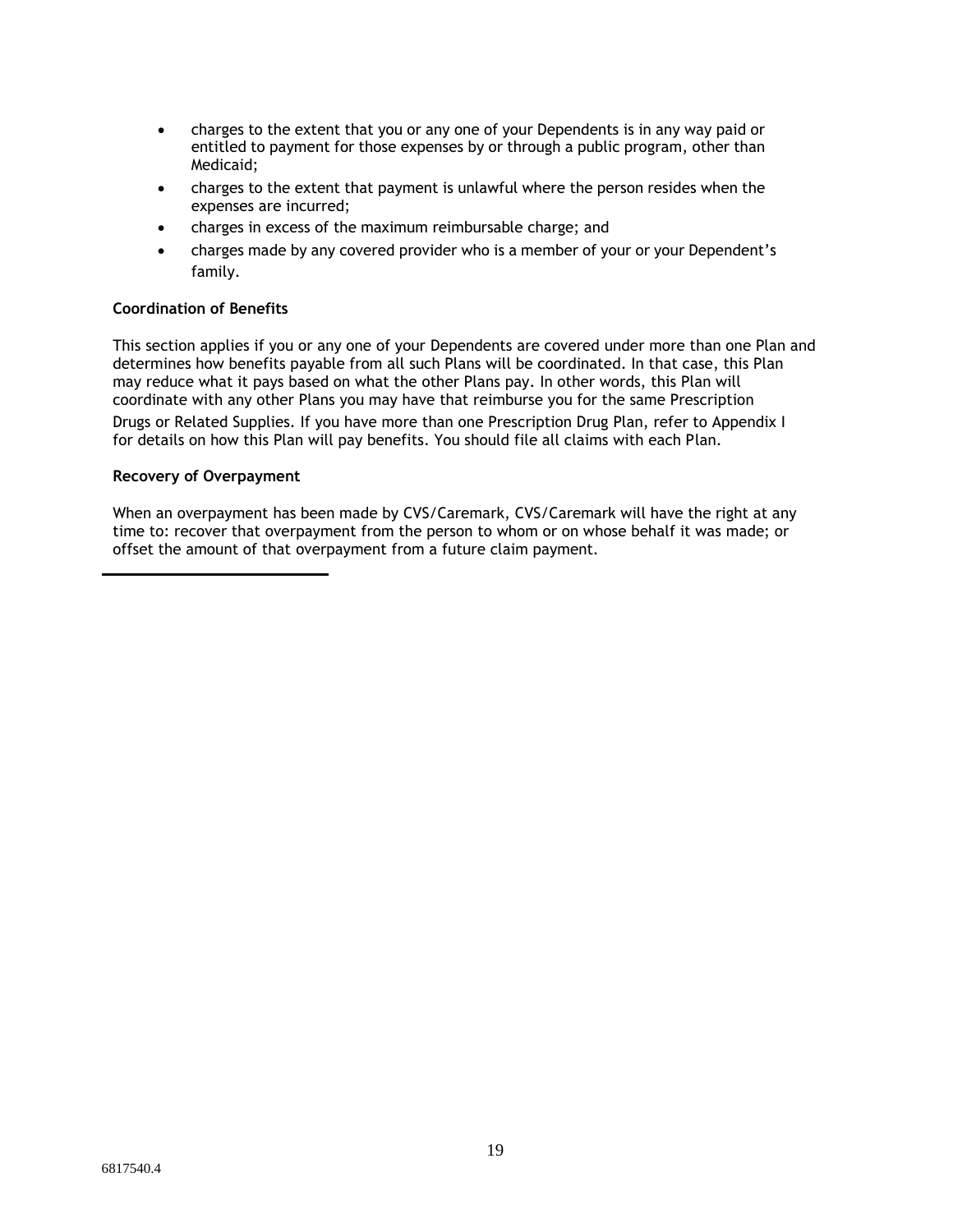- charges to the extent that you or any one of your Dependents is in any way paid or entitled to payment for those expenses by or through a public program, other than Medicaid;
- charges to the extent that payment is unlawful where the person resides when the expenses are incurred;
- charges in excess of the maximum reimbursable charge; and
- charges made by any covered provider who is a member of your or your Dependent's family.

**Coordination of Benefits**

This section applies if you or any one of your Dependents are covered under more than one Plan and determines how benefits payable from all such Plans will be coordinated. In that case, this Plan may reduce what it pays based on what the other Plans pay. In other words, this Plan will coordinate with any other Plans you may have that reimburse you for the same Prescription Drugs or Related Supplies. If you have more than one Prescription Drug Plan, refer to Appendix I for details on how this Plan will pay benefits. You should file all claims with each Plan.

**Recovery of Overpayment**

When an overpayment has been made by CVS/Caremark, CVS/Caremark will have the right at any time to: recover that overpayment from the person to whom or on whose behalf it was made; or offset the amount of that overpayment from a future claim payment.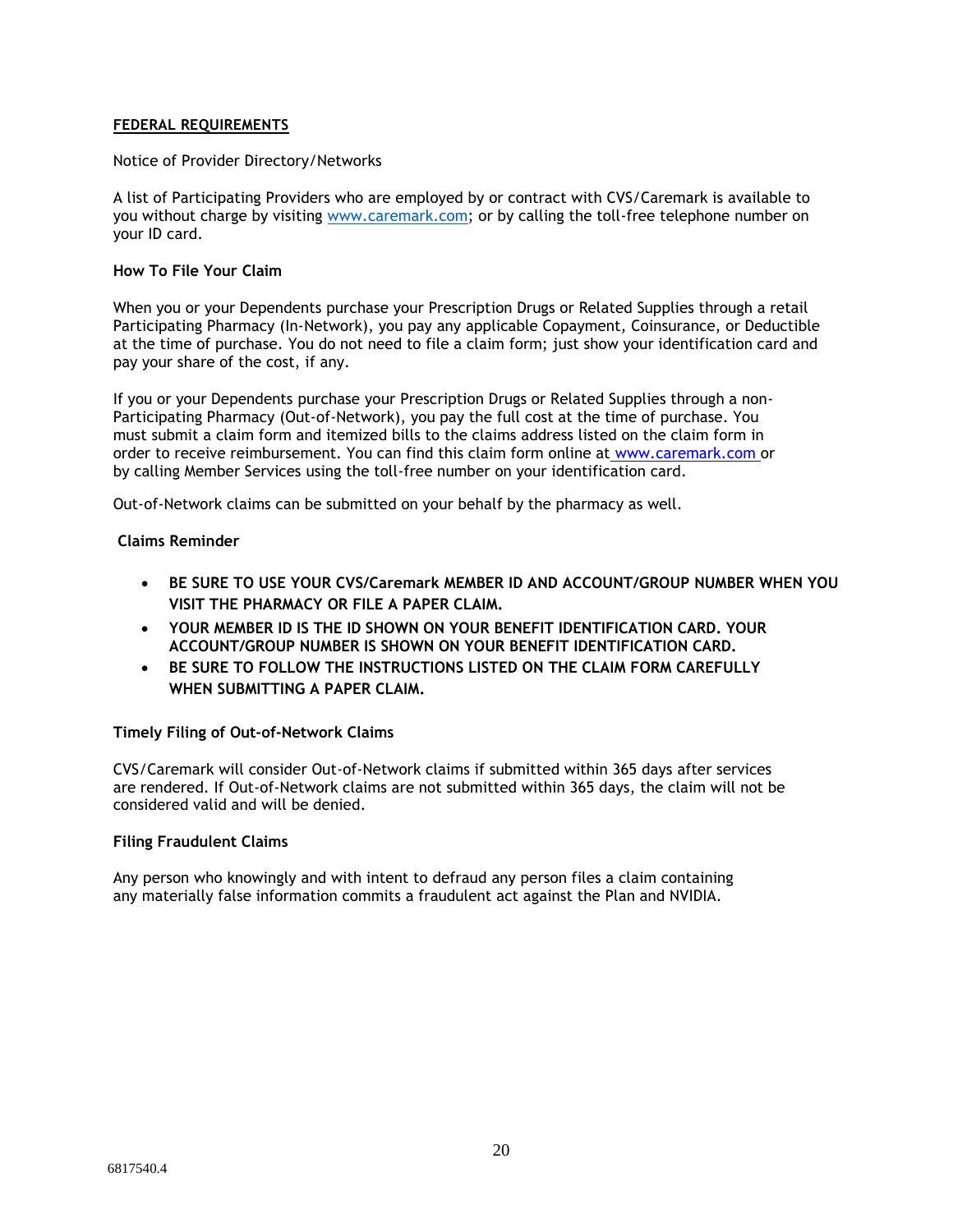**FEDERAL REQUIREMENTS**

Notice of Provider Directory/Networks

A list of Participating Providers who are employed by or contract with CVS/Caremark is available to you without charge by visiting www.caremark.com; or by calling the toll-free telephone number on your ID card.

**How To File Your Claim**

When you or your Dependents purchase your Prescription Drugs or Related Supplies through a retail Participating Pharmacy (In-Network), you pay any applicable Copayment, Coinsurance, or Deductible at the time of purchase. You do not need to file a claim form; just show your identification card and pay your share of the cost, if any.

If you or your Dependents purchase your Prescription Drugs or Related Supplies through a non-Participating Pharmacy (Out-of-Network), you pay the full cost at the time of purchase. You must submit a claim form and itemized bills to the claims address listed on the claim form in order to receive reimbursement. You can find this claim form online at www.caremark.com or by calling Member Services using the toll-free number on your identification card.

Out-of-Network claims can be submitted on your behalf by the pharmacy as well.

**Claims Reminder**

- **BE SURE TO USE YOUR CVS/Caremark MEMBER ID AND ACCOUNT/GROUP NUMBER WHEN YOU VISIT THE PHARMACY OR FILE A PAPER CLAIM.**
- **YOUR MEMBER ID IS THE ID SHOWN ON YOUR BENEFIT IDENTIFICATION CARD. YOUR ACCOUNT/GROUP NUMBER IS SHOWN ON YOUR BENEFIT IDENTIFICATION CARD.**
- **BE SURE TO FOLLOW THE INSTRUCTIONS LISTED ON THE CLAIM FORM CAREFULLY WHEN SUBMITTING A PAPER CLAIM.**

**Timely Filing of Out-of-Network Claims**

CVS/Caremark will consider Out-of-Network claims if submitted within 365 days after services are rendered. If Out-of-Network claims are not submitted within 365 days, the claim will not be considered valid and will be denied.

**Filing Fraudulent Claims**

Any person who knowingly and with intent to defraud any person files a claim containing any materially false information commits a fraudulent act against the Plan and NVIDIA.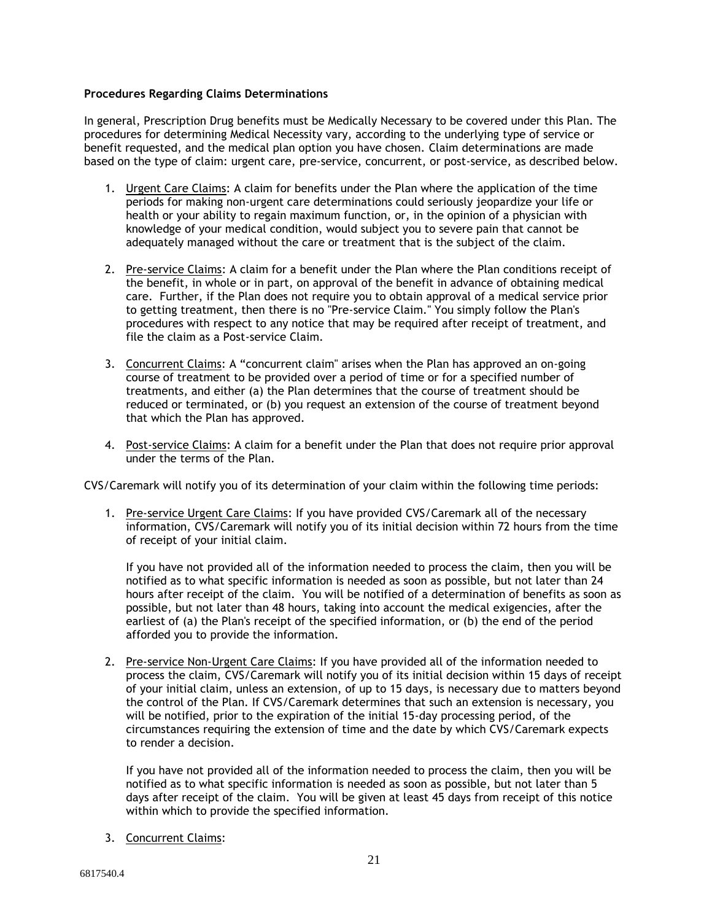**Procedures Regarding Claims Determinations**

In general, Prescription Drug benefits must be Medically Necessary to be covered under this Plan. The procedures for determining Medical Necessity vary, according to the underlying type of service or benefit requested, and the medical plan option you have chosen. Claim determinations are made based on the type of claim: urgent care, pre-service, concurrent, or post-service, as described below.

1. Urgent Care Claims: A claim for benefits under the Plan where the application of the time periods for making non-urgent care determinations could seriously jeopardize your life or health or your ability to regain maximum function, or, in the opinion of a physician with knowledge of your medical condition, would subject you to severe pain that cannot be adequately managed without the care or treatment that is the subject of the claim.

2. Pre-service Claims: A claim for a benefit under the Plan where the Plan conditions receipt of the benefit, in whole or in part, on approval of the benefit in advance of obtaining medical care. Further, if the Plan does not require you to obtain approval of a medical service prior to getting treatment, then there is no "Pre-service Claim." You simply follow the Plan's procedures with respect to any notice that may be required after receipt of treatment, and file the claim as a Post-service Claim.

3. Concurrent Claims: A "concurrent claim" arises when the Plan has approved an on-going course of treatment to be provided over a period of time or for a specified number of treatments, and either (a) the Plan determines that the course of treatment should be reduced or terminated, or (b) you request an extension of the course of treatment beyond that which the Plan has approved.

4. Post-service Claims: A claim for a benefit under the Plan that does not require prior approval under the terms of the Plan.

CVS/Caremark will notify you of its determination of your claim within the following time periods:

1. Pre-service Urgent Care Claims: If you have provided CVS/Caremark all of the necessary information, CVS/Caremark will notify you of its initial decision within 72 hours from the time of receipt of your initial claim.

   If you have not provided all of the information needed to process the claim, then you will be notified as to what specific information is needed as soon as possible, but not later than 24 hours after receipt of the claim. You will be notified of a determination of benefits as soon as possible, but not later than 48 hours, taking into account the medical exigencies, after the earliest of (a) the Plan's receipt of the specified information, or (b) the end of the period afforded you to provide the information.

2. Pre-service Non-Urgent Care Claims: If you have provided all of the information needed to process the claim, CVS/Caremark will notify you of its initial decision within 15 days of receipt of your initial claim, unless an extension, of up to 15 days, is necessary due to matters beyond the control of the Plan. If CVS/Caremark determines that such an extension is necessary, you will be notified, prior to the expiration of the initial 15-day processing period, of the circumstances requiring the extension of time and the date by which CVS/Caremark expects to render a decision.

   If you have not provided all of the information needed to process the claim, then you will be notified as to what specific information is needed as soon as possible, but not later than 5 days after receipt of the claim. You will be given at least 45 days from receipt of this notice within which to provide the specified information.

3. Concurrent Claims: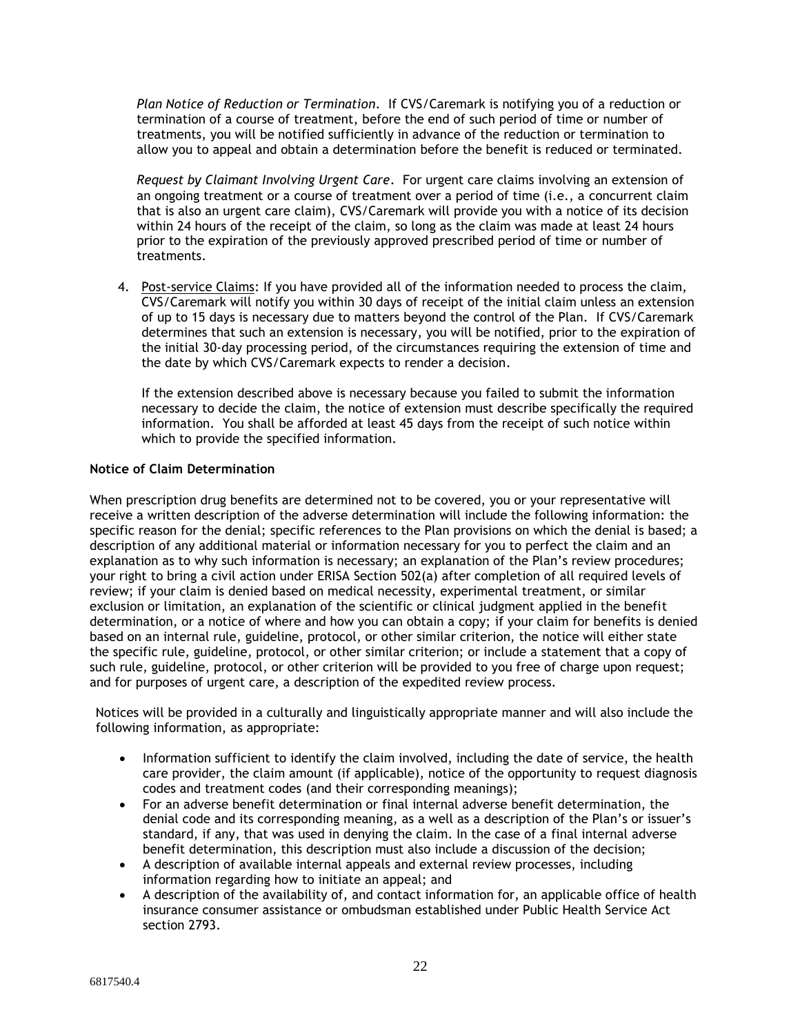*Plan Notice of Reduction or Termination.* If CVS/Caremark is notifying you of a reduction or termination of a course of treatment, before the end of such period of time or number of treatments, you will be notified sufficiently in advance of the reduction or termination to allow you to appeal and obtain a determination before the benefit is reduced or terminated.

*Request by Claimant Involving Urgent Care.* For urgent care claims involving an extension of an ongoing treatment or a course of treatment over a period of time (i.e., a concurrent claim that is also an urgent care claim), CVS/Caremark will provide you with a notice of its decision within 24 hours of the receipt of the claim, so long as the claim was made at least 24 hours prior to the expiration of the previously approved prescribed period of time or number of treatments.

4. Post-service Claims: If you have provided all of the information needed to process the claim, CVS/Caremark will notify you within 30 days of receipt of the initial claim unless an extension of up to 15 days is necessary due to matters beyond the control of the Plan. If CVS/Caremark determines that such an extension is necessary, you will be notified, prior to the expiration of the initial 30-day processing period, of the circumstances requiring the extension of time and the date by which CVS/Caremark expects to render a decision.

   If the extension described above is necessary because you failed to submit the information necessary to decide the claim, the notice of extension must describe specifically the required information. You shall be afforded at least 45 days from the receipt of such notice within which to provide the specified information.

**Notice of Claim Determination**

When prescription drug benefits are determined not to be covered, you or your representative will receive a written description of the adverse determination will include the following information: the specific reason for the denial; specific references to the Plan provisions on which the denial is based; a description of any additional material or information necessary for you to perfect the claim and an explanation as to why such information is necessary; an explanation of the Plan's review procedures; your right to bring a civil action under ERISA Section 502(a) after completion of all required levels of review; if your claim is denied based on medical necessity, experimental treatment, or similar exclusion or limitation, an explanation of the scientific or clinical judgment applied in the benefit determination, or a notice of where and how you can obtain a copy; if your claim for benefits is denied based on an internal rule, guideline, protocol, or other similar criterion, the notice will either state the specific rule, guideline, protocol, or other similar criterion; or include a statement that a copy of such rule, guideline, protocol, or other criterion will be provided to you free of charge upon request; and for purposes of urgent care, a description of the expedited review process.

Notices will be provided in a culturally and linguistically appropriate manner and will also include the following information, as appropriate:

- Information sufficient to identify the claim involved, including the date of service, the health care provider, the claim amount (if applicable), notice of the opportunity to request diagnosis codes and treatment codes (and their corresponding meanings);
- For an adverse benefit determination or final internal adverse benefit determination, the denial code and its corresponding meaning, as a well as a description of the Plan's or issuer's standard, if any, that was used in denying the claim. In the case of a final internal adverse benefit determination, this description must also include a discussion of the decision;
- A description of available internal appeals and external review processes, including information regarding how to initiate an appeal; and
- A description of the availability of, and contact information for, an applicable office of health insurance consumer assistance or ombudsman established under Public Health Service Act section 2793.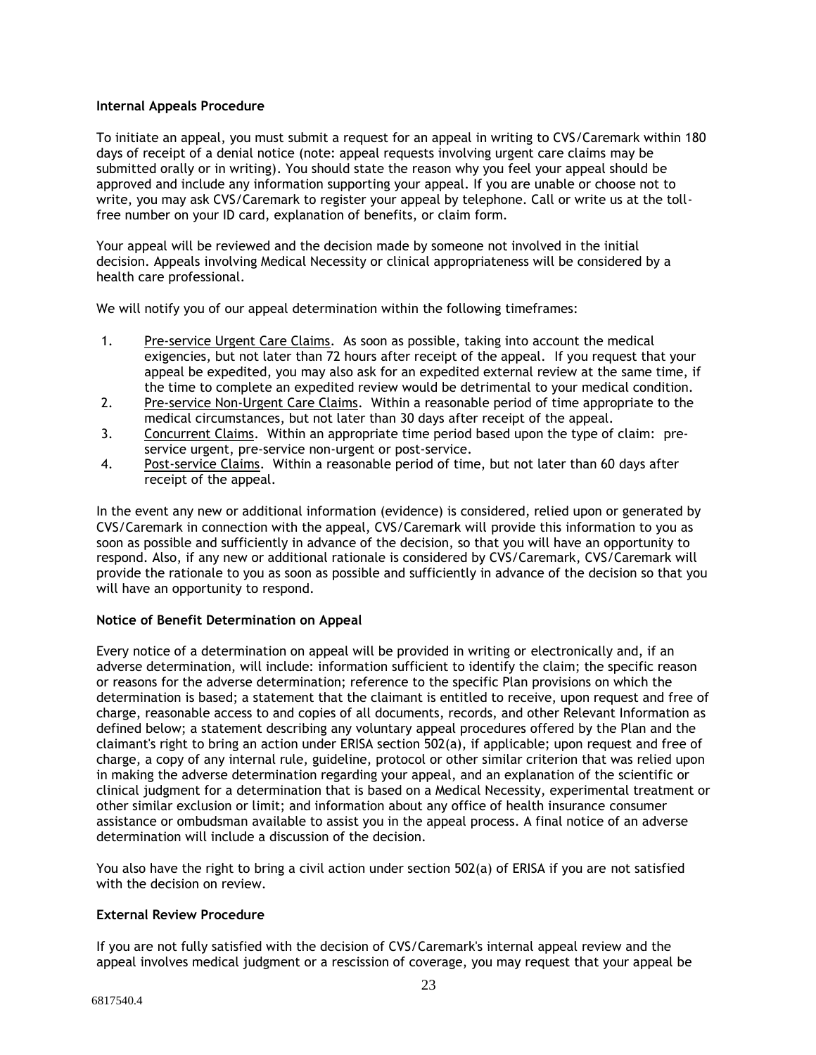**Internal Appeals Procedure**

To initiate an appeal, you must submit a request for an appeal in writing to CVS/Caremark within 180 days of receipt of a denial notice (note: appeal requests involving urgent care claims may be submitted orally or in writing). You should state the reason why you feel your appeal should be approved and include any information supporting your appeal. If you are unable or choose not to write, you may ask CVS/Caremark to register your appeal by telephone. Call or write us at the toll-free number on your ID card, explanation of benefits, or claim form.

Your appeal will be reviewed and the decision made by someone not involved in the initial decision. Appeals involving Medical Necessity or clinical appropriateness will be considered by a health care professional.

We will notify you of our appeal determination within the following timeframes:

1. <u>Pre-service Urgent Care Claims</u>. As soon as possible, taking into account the medical exigencies, but not later than 72 hours after receipt of the appeal. If you request that your appeal be expedited, you may also ask for an expedited external review at the same time, if the time to complete an expedited review would be detrimental to your medical condition.
2. <u>Pre-service Non-Urgent Care Claims</u>. Within a reasonable period of time appropriate to the medical circumstances, but not later than 30 days after receipt of the appeal.
3. <u>Concurrent Claims</u>. Within an appropriate time period based upon the type of claim: pre-service urgent, pre-service non-urgent or post-service.
4. <u>Post-service Claims</u>. Within a reasonable period of time, but not later than 60 days after receipt of the appeal.

In the event any new or additional information (evidence) is considered, relied upon or generated by CVS/Caremark in connection with the appeal, CVS/Caremark will provide this information to you as soon as possible and sufficiently in advance of the decision, so that you will have an opportunity to respond. Also, if any new or additional rationale is considered by CVS/Caremark, CVS/Caremark will provide the rationale to you as soon as possible and sufficiently in advance of the decision so that you will have an opportunity to respond.

**Notice of Benefit Determination on Appeal**

Every notice of a determination on appeal will be provided in writing or electronically and, if an adverse determination, will include: information sufficient to identify the claim; the specific reason or reasons for the adverse determination; reference to the specific Plan provisions on which the determination is based; a statement that the claimant is entitled to receive, upon request and free of charge, reasonable access to and copies of all documents, records, and other Relevant Information as defined below; a statement describing any voluntary appeal procedures offered by the Plan and the claimant's right to bring an action under ERISA section 502(a), if applicable; upon request and free of charge, a copy of any internal rule, guideline, protocol or other similar criterion that was relied upon in making the adverse determination regarding your appeal, and an explanation of the scientific or clinical judgment for a determination that is based on a Medical Necessity, experimental treatment or other similar exclusion or limit; and information about any office of health insurance consumer assistance or ombudsman available to assist you in the appeal process. A final notice of an adverse determination will include a discussion of the decision.

You also have the right to bring a civil action under section 502(a) of ERISA if you are not satisfied with the decision on review.

**External Review Procedure**

If you are not fully satisfied with the decision of CVS/Caremark's internal appeal review and the appeal involves medical judgment or a rescission of coverage, you may request that your appeal be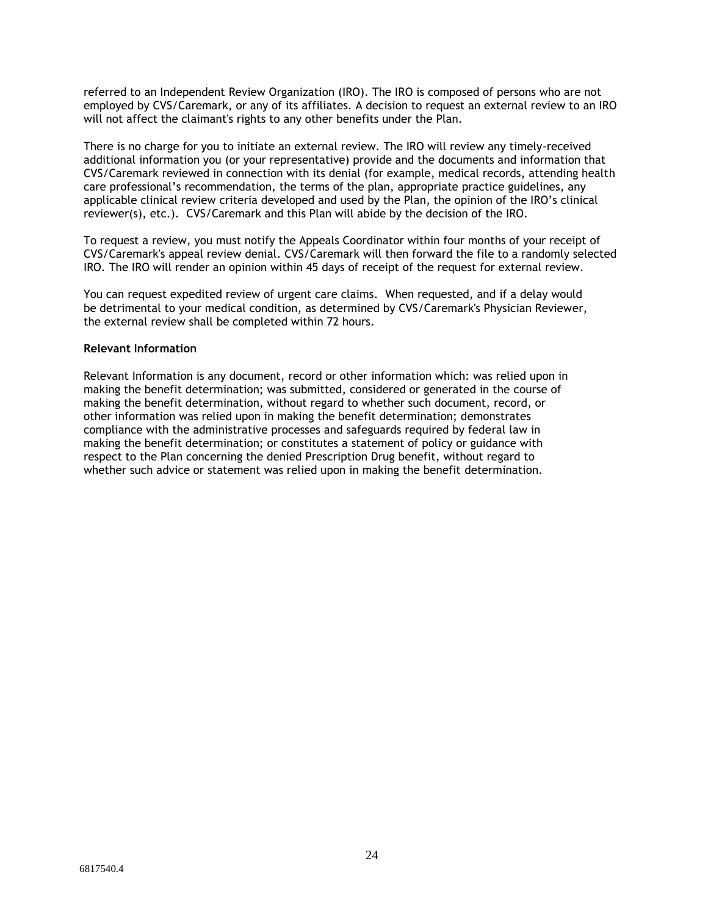referred to an Independent Review Organization (IRO). The IRO is composed of persons who are not employed by CVS/Caremark, or any of its affiliates. A decision to request an external review to an IRO will not affect the claimant's rights to any other benefits under the Plan.

There is no charge for you to initiate an external review. The IRO will review any timely-received additional information you (or your representative) provide and the documents and information that CVS/Caremark reviewed in connection with its denial (for example, medical records, attending health care professional's recommendation, the terms of the plan, appropriate practice guidelines, any applicable clinical review criteria developed and used by the Plan, the opinion of the IRO's clinical reviewer(s), etc.). CVS/Caremark and this Plan will abide by the decision of the IRO.

To request a review, you must notify the Appeals Coordinator within four months of your receipt of CVS/Caremark's appeal review denial. CVS/Caremark will then forward the file to a randomly selected IRO. The IRO will render an opinion within 45 days of receipt of the request for external review.

You can request expedited review of urgent care claims. When requested, and if a delay would be detrimental to your medical condition, as determined by CVS/Caremark's Physician Reviewer, the external review shall be completed within 72 hours.

**Relevant Information**

Relevant Information is any document, record or other information which: was relied upon in making the benefit determination; was submitted, considered or generated in the course of making the benefit determination, without regard to whether such document, record, or other information was relied upon in making the benefit determination; demonstrates compliance with the administrative processes and safeguards required by federal law in making the benefit determination; or constitutes a statement of policy or guidance with respect to the Plan concerning the denied Prescription Drug benefit, without regard to whether such advice or statement was relied upon in making the benefit determination.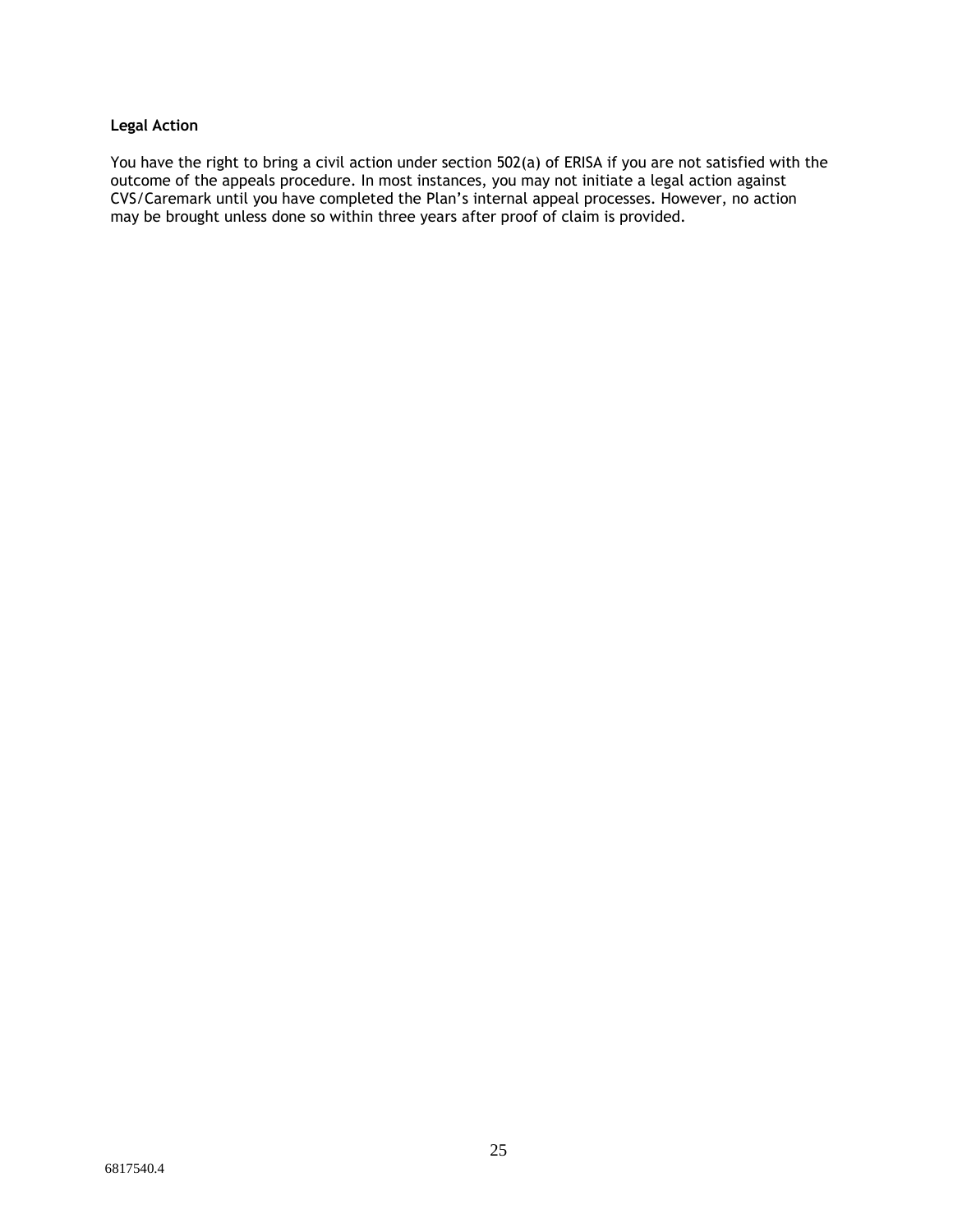**Legal Action**

You have the right to bring a civil action under section 502(a) of ERISA if you are not satisfied with the outcome of the appeals procedure. In most instances, you may not initiate a legal action against CVS/Caremark until you have completed the Plan's internal appeal processes. However, no action may be brought unless done so within three years after proof of claim is provided.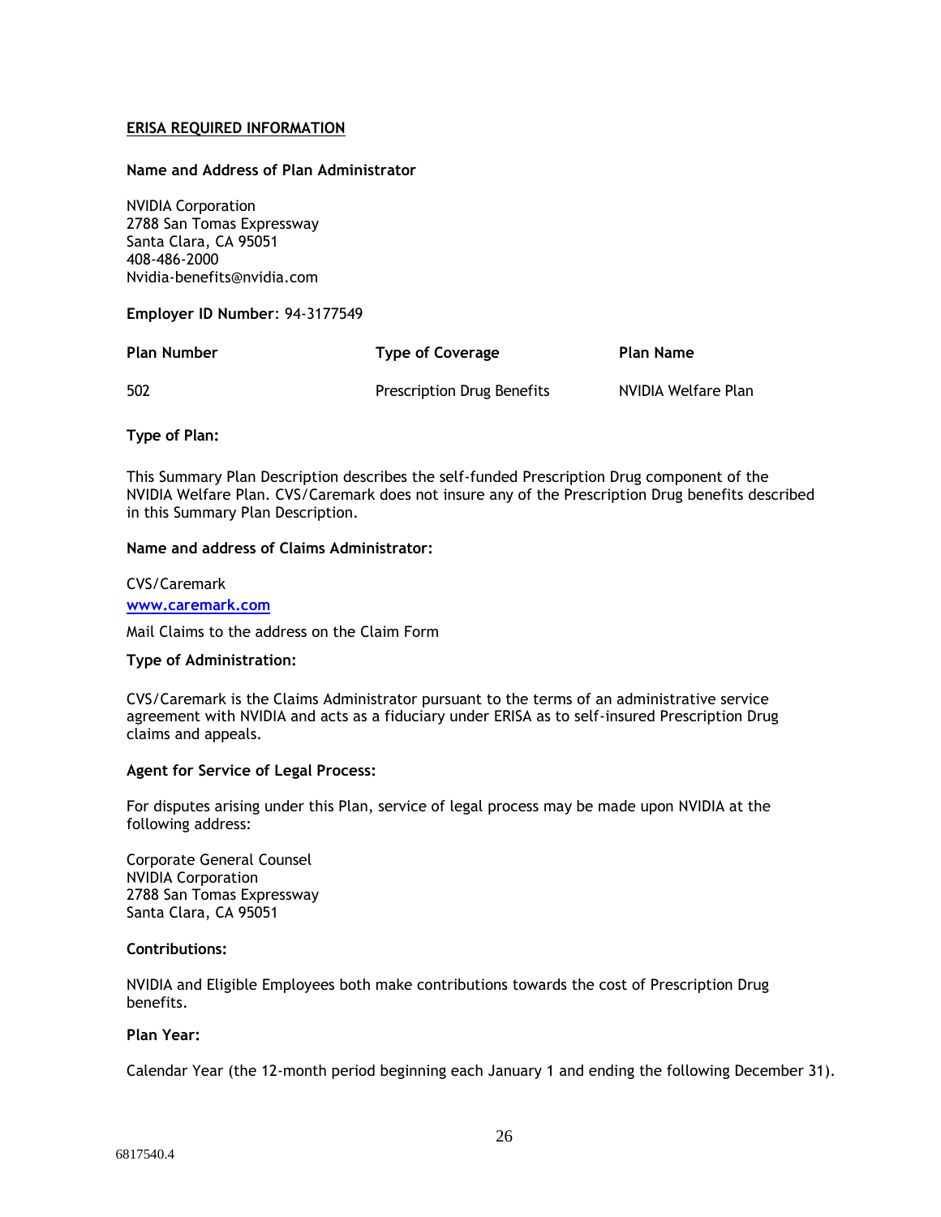## ERISA REQUIRED INFORMATION

**Name and Address of Plan Administrator**

NVIDIA Corporation
2788 San Tomas Expressway
Santa Clara, CA 95051
408-486-2000
Nvidia-benefits@nvidia.com

**Employer ID Number**: 94-3177549

| Plan Number | Type of Coverage | Plan Name |
|---|---|---|
| 502 | Prescription Drug Benefits | NVIDIA Welfare Plan |

**Type of Plan:**

This Summary Plan Description describes the self-funded Prescription Drug component of the NVIDIA Welfare Plan. CVS/Caremark does not insure any of the Prescription Drug benefits described in this Summary Plan Description.

**Name and address of Claims Administrator:**

CVS/Caremark
[www.caremark.com](http://www.caremark.com)

Mail Claims to the address on the Claim Form

**Type of Administration:**

CVS/Caremark is the Claims Administrator pursuant to the terms of an administrative service agreement with NVIDIA and acts as a fiduciary under ERISA as to self-insured Prescription Drug claims and appeals.

**Agent for Service of Legal Process:**

For disputes arising under this Plan, service of legal process may be made upon NVIDIA at the following address:

Corporate General Counsel
NVIDIA Corporation
2788 San Tomas Expressway
Santa Clara, CA 95051

**Contributions:**

NVIDIA and Eligible Employees both make contributions towards the cost of Prescription Drug benefits.

**Plan Year:**

Calendar Year (the 12-month period beginning each January 1 and ending the following December 31).

6817540.4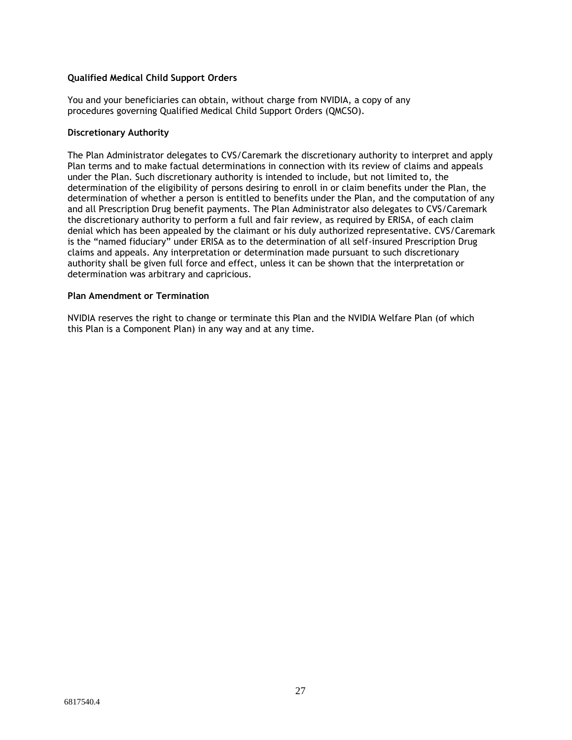**Qualified Medical Child Support Orders**

You and your beneficiaries can obtain, without charge from NVIDIA, a copy of any procedures governing Qualified Medical Child Support Orders (QMCSO).

**Discretionary Authority**

The Plan Administrator delegates to CVS/Caremark the discretionary authority to interpret and apply Plan terms and to make factual determinations in connection with its review of claims and appeals under the Plan. Such discretionary authority is intended to include, but not limited to, the determination of the eligibility of persons desiring to enroll in or claim benefits under the Plan, the determination of whether a person is entitled to benefits under the Plan, and the computation of any and all Prescription Drug benefit payments. The Plan Administrator also delegates to CVS/Caremark the discretionary authority to perform a full and fair review, as required by ERISA, of each claim denial which has been appealed by the claimant or his duly authorized representative. CVS/Caremark is the "named fiduciary" under ERISA as to the determination of all self-insured Prescription Drug claims and appeals. Any interpretation or determination made pursuant to such discretionary authority shall be given full force and effect, unless it can be shown that the interpretation or determination was arbitrary and capricious.

**Plan Amendment or Termination**

NVIDIA reserves the right to change or terminate this Plan and the NVIDIA Welfare Plan (of which this Plan is a Component Plan) in any way and at any time.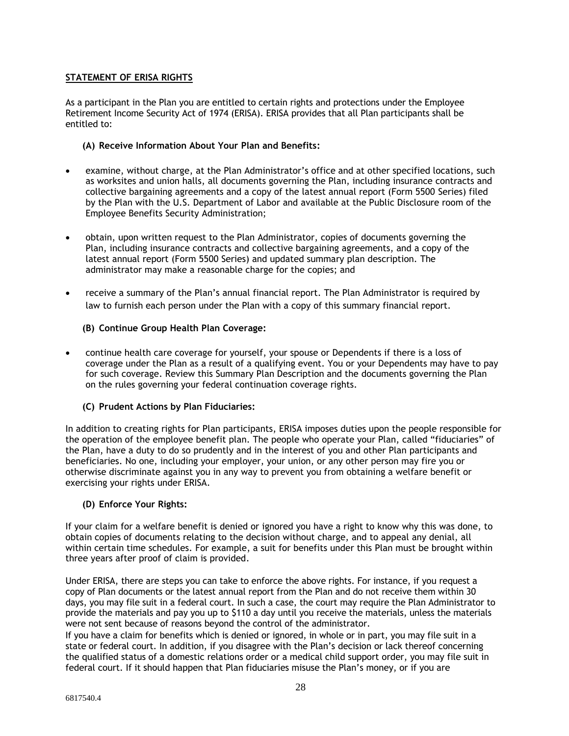## STATEMENT OF ERISA RIGHTS

As a participant in the Plan you are entitled to certain rights and protections under the Employee Retirement Income Security Act of 1974 (ERISA). ERISA provides that all Plan participants shall be entitled to:

### (A) Receive Information About Your Plan and Benefits:

- examine, without charge, at the Plan Administrator's office and at other specified locations, such as worksites and union halls, all documents governing the Plan, including insurance contracts and collective bargaining agreements and a copy of the latest annual report (Form 5500 Series) filed by the Plan with the U.S. Department of Labor and available at the Public Disclosure room of the Employee Benefits Security Administration;

- obtain, upon written request to the Plan Administrator, copies of documents governing the Plan, including insurance contracts and collective bargaining agreements, and a copy of the latest annual report (Form 5500 Series) and updated summary plan description. The administrator may make a reasonable charge for the copies; and

- receive a summary of the Plan's annual financial report. The Plan Administrator is required by law to furnish each person under the Plan with a copy of this summary financial report.

### (B) Continue Group Health Plan Coverage:

- continue health care coverage for yourself, your spouse or Dependents if there is a loss of coverage under the Plan as a result of a qualifying event. You or your Dependents may have to pay for such coverage. Review this Summary Plan Description and the documents governing the Plan on the rules governing your federal continuation coverage rights.

### (C) Prudent Actions by Plan Fiduciaries:

In addition to creating rights for Plan participants, ERISA imposes duties upon the people responsible for the operation of the employee benefit plan. The people who operate your Plan, called "fiduciaries" of the Plan, have a duty to do so prudently and in the interest of you and other Plan participants and beneficiaries. No one, including your employer, your union, or any other person may fire you or otherwise discriminate against you in any way to prevent you from obtaining a welfare benefit or exercising your rights under ERISA.

### (D) Enforce Your Rights:

If your claim for a welfare benefit is denied or ignored you have a right to know why this was done, to obtain copies of documents relating to the decision without charge, and to appeal any denial, all within certain time schedules. For example, a suit for benefits under this Plan must be brought within three years after proof of claim is provided.

Under ERISA, there are steps you can take to enforce the above rights. For instance, if you request a copy of Plan documents or the latest annual report from the Plan and do not receive them within 30 days, you may file suit in a federal court. In such a case, the court may require the Plan Administrator to provide the materials and pay you up to $110 a day until you receive the materials, unless the materials were not sent because of reasons beyond the control of the administrator.

If you have a claim for benefits which is denied or ignored, in whole or in part, you may file suit in a state or federal court. In addition, if you disagree with the Plan's decision or lack thereof concerning the qualified status of a domestic relations order or a medical child support order, you may file suit in federal court. If it should happen that Plan fiduciaries misuse the Plan's money, or if you are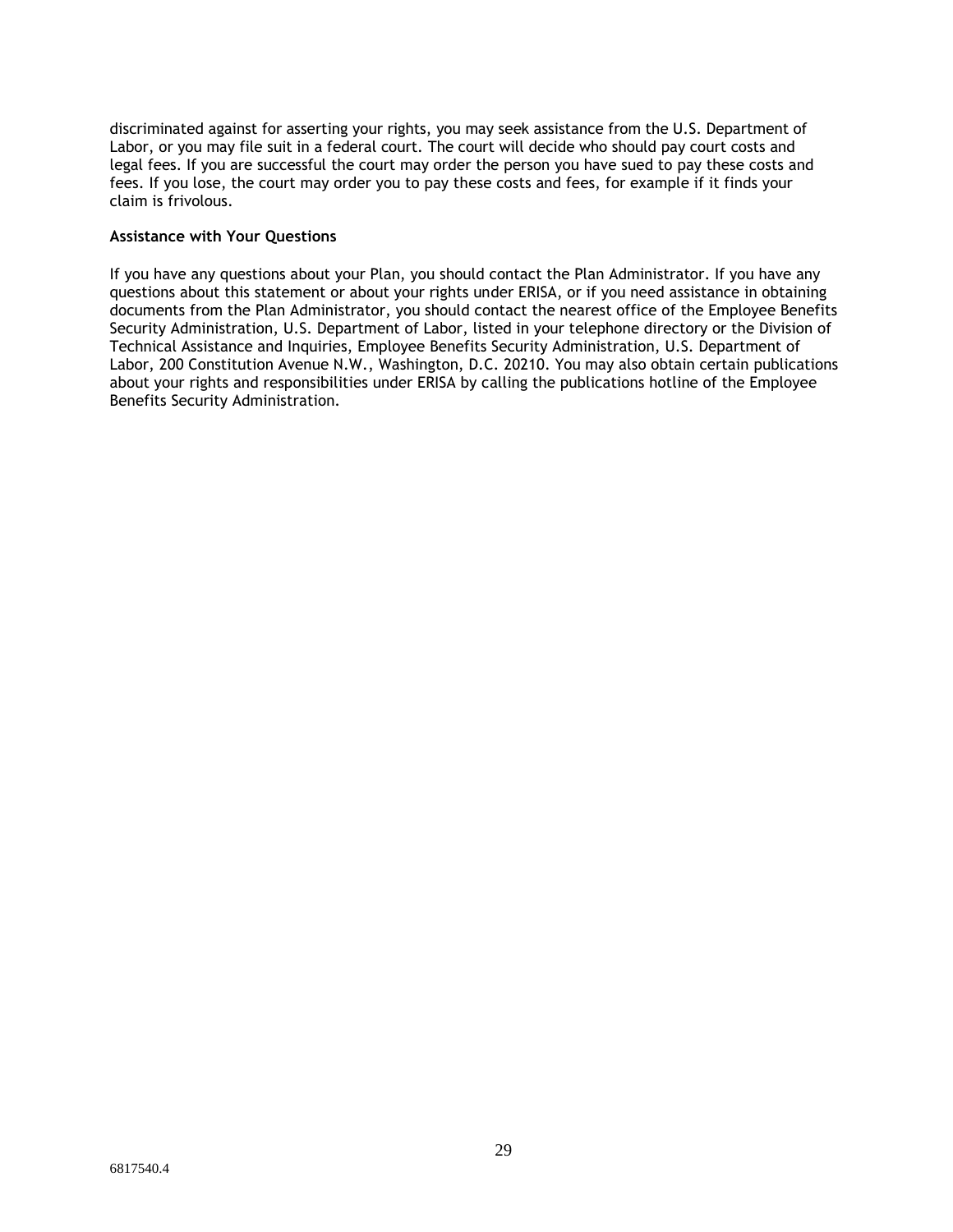discriminated against for asserting your rights, you may seek assistance from the U.S. Department of Labor, or you may file suit in a federal court. The court will decide who should pay court costs and legal fees. If you are successful the court may order the person you have sued to pay these costs and fees. If you lose, the court may order you to pay these costs and fees, for example if it finds your claim is frivolous.

**Assistance with Your Questions**

If you have any questions about your Plan, you should contact the Plan Administrator. If you have any questions about this statement or about your rights under ERISA, or if you need assistance in obtaining documents from the Plan Administrator, you should contact the nearest office of the Employee Benefits Security Administration, U.S. Department of Labor, listed in your telephone directory or the Division of Technical Assistance and Inquiries, Employee Benefits Security Administration, U.S. Department of Labor, 200 Constitution Avenue N.W., Washington, D.C. 20210. You may also obtain certain publications about your rights and responsibilities under ERISA by calling the publications hotline of the Employee Benefits Security Administration.

6817540.4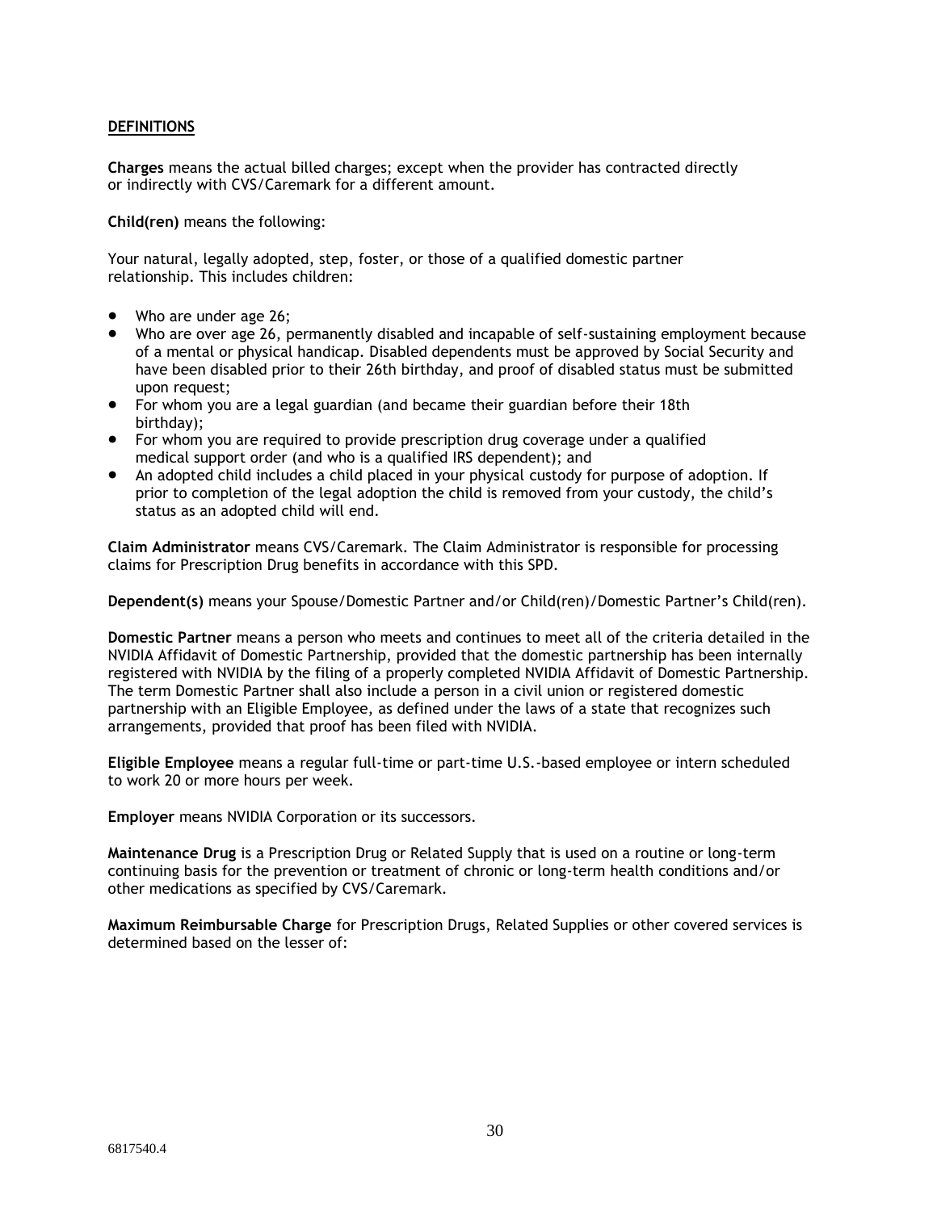## DEFINITIONS

**Charges** means the actual billed charges; except when the provider has contracted directly or indirectly with CVS/Caremark for a different amount.

**Child(ren)** means the following:

Your natural, legally adopted, step, foster, or those of a qualified domestic partner relationship. This includes children:

- Who are under age 26;
- Who are over age 26, permanently disabled and incapable of self-sustaining employment because of a mental or physical handicap. Disabled dependents must be approved by Social Security and have been disabled prior to their 26th birthday, and proof of disabled status must be submitted upon request;
- For whom you are a legal guardian (and became their guardian before their 18th birthday);
- For whom you are required to provide prescription drug coverage under a qualified medical support order (and who is a qualified IRS dependent); and
- An adopted child includes a child placed in your physical custody for purpose of adoption. If prior to completion of the legal adoption the child is removed from your custody, the child's status as an adopted child will end.

**Claim Administrator** means CVS/Caremark. The Claim Administrator is responsible for processing claims for Prescription Drug benefits in accordance with this SPD.

**Dependent(s)** means your Spouse/Domestic Partner and/or Child(ren)/Domestic Partner's Child(ren).

**Domestic Partner** means a person who meets and continues to meet all of the criteria detailed in the NVIDIA Affidavit of Domestic Partnership, provided that the domestic partnership has been internally registered with NVIDIA by the filing of a properly completed NVIDIA Affidavit of Domestic Partnership. The term Domestic Partner shall also include a person in a civil union or registered domestic partnership with an Eligible Employee, as defined under the laws of a state that recognizes such arrangements, provided that proof has been filed with NVIDIA.

**Eligible Employee** means a regular full-time or part-time U.S.-based employee or intern scheduled to work 20 or more hours per week.

**Employer** means NVIDIA Corporation or its successors.

**Maintenance Drug** is a Prescription Drug or Related Supply that is used on a routine or long-term continuing basis for the prevention or treatment of chronic or long-term health conditions and/or other medications as specified by CVS/Caremark.

**Maximum Reimbursable Charge** for Prescription Drugs, Related Supplies or other covered services is determined based on the lesser of: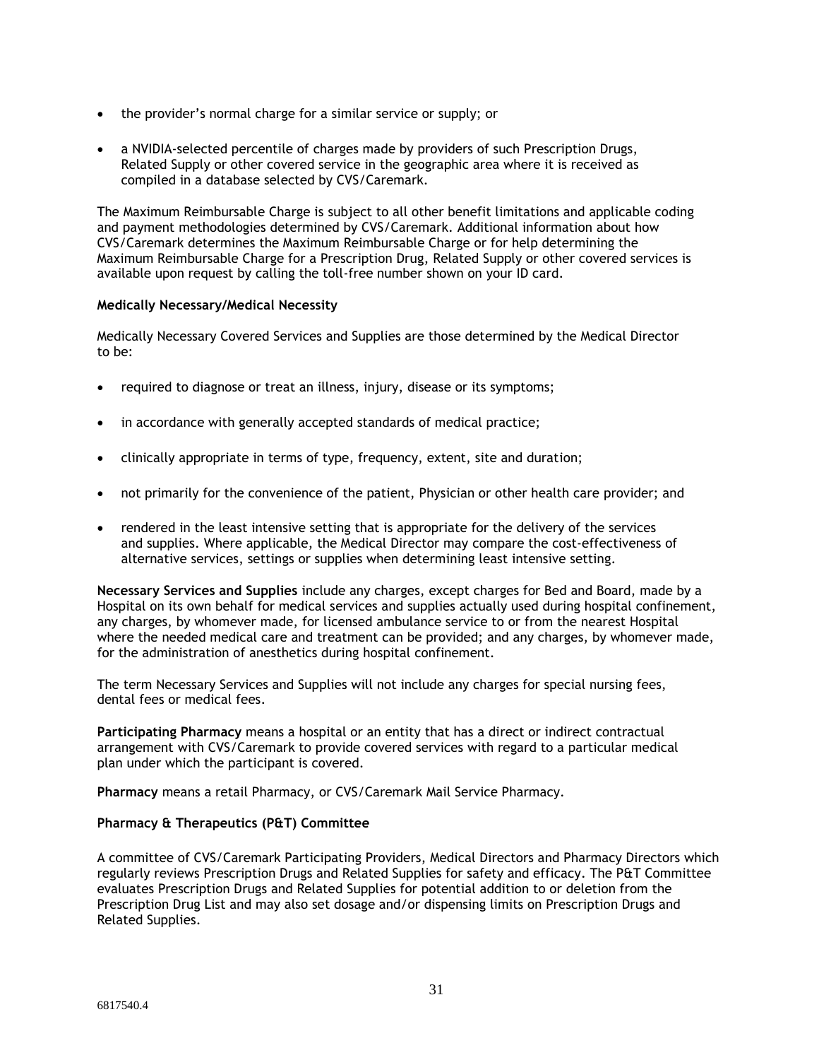- the provider's normal charge for a similar service or supply; or
- a NVIDIA-selected percentile of charges made by providers of such Prescription Drugs, Related Supply or other covered service in the geographic area where it is received as compiled in a database selected by CVS/Caremark.

The Maximum Reimbursable Charge is subject to all other benefit limitations and applicable coding and payment methodologies determined by CVS/Caremark. Additional information about how CVS/Caremark determines the Maximum Reimbursable Charge or for help determining the Maximum Reimbursable Charge for a Prescription Drug, Related Supply or other covered services is available upon request by calling the toll-free number shown on your ID card.

**Medically Necessary/Medical Necessity**

Medically Necessary Covered Services and Supplies are those determined by the Medical Director to be:

- required to diagnose or treat an illness, injury, disease or its symptoms;
- in accordance with generally accepted standards of medical practice;
- clinically appropriate in terms of type, frequency, extent, site and duration;
- not primarily for the convenience of the patient, Physician or other health care provider; and
- rendered in the least intensive setting that is appropriate for the delivery of the services and supplies. Where applicable, the Medical Director may compare the cost-effectiveness of alternative services, settings or supplies when determining least intensive setting.

**Necessary Services and Supplies** include any charges, except charges for Bed and Board, made by a Hospital on its own behalf for medical services and supplies actually used during hospital confinement, any charges, by whomever made, for licensed ambulance service to or from the nearest Hospital where the needed medical care and treatment can be provided; and any charges, by whomever made, for the administration of anesthetics during hospital confinement.

The term Necessary Services and Supplies will not include any charges for special nursing fees, dental fees or medical fees.

**Participating Pharmacy** means a hospital or an entity that has a direct or indirect contractual arrangement with CVS/Caremark to provide covered services with regard to a particular medical plan under which the participant is covered.

**Pharmacy** means a retail Pharmacy, or CVS/Caremark Mail Service Pharmacy.

**Pharmacy & Therapeutics (P&T) Committee**

A committee of CVS/Caremark Participating Providers, Medical Directors and Pharmacy Directors which regularly reviews Prescription Drugs and Related Supplies for safety and efficacy. The P&T Committee evaluates Prescription Drugs and Related Supplies for potential addition to or deletion from the Prescription Drug List and may also set dosage and/or dispensing limits on Prescription Drugs and Related Supplies.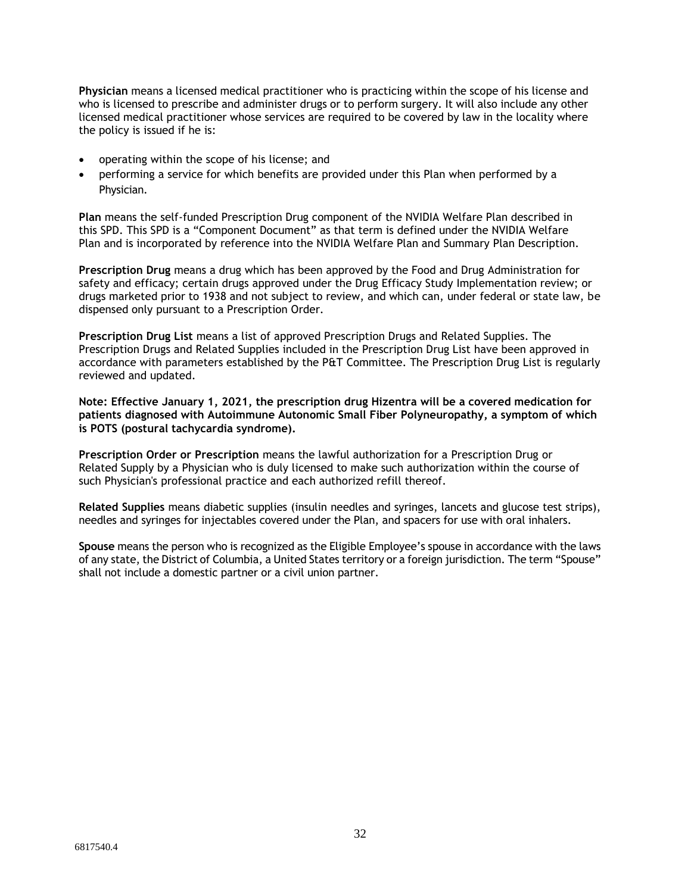**Physician** means a licensed medical practitioner who is practicing within the scope of his license and who is licensed to prescribe and administer drugs or to perform surgery. It will also include any other licensed medical practitioner whose services are required to be covered by law in the locality where the policy is issued if he is:

- operating within the scope of his license; and
- performing a service for which benefits are provided under this Plan when performed by a Physician.

**Plan** means the self-funded Prescription Drug component of the NVIDIA Welfare Plan described in this SPD. This SPD is a "Component Document" as that term is defined under the NVIDIA Welfare Plan and is incorporated by reference into the NVIDIA Welfare Plan and Summary Plan Description.

**Prescription Drug** means a drug which has been approved by the Food and Drug Administration for safety and efficacy; certain drugs approved under the Drug Efficacy Study Implementation review; or drugs marketed prior to 1938 and not subject to review, and which can, under federal or state law, be dispensed only pursuant to a Prescription Order.

**Prescription Drug List** means a list of approved Prescription Drugs and Related Supplies. The Prescription Drugs and Related Supplies included in the Prescription Drug List have been approved in accordance with parameters established by the P&T Committee. The Prescription Drug List is regularly reviewed and updated.

**Note: Effective January 1, 2021, the prescription drug Hizentra will be a covered medication for patients diagnosed with Autoimmune Autonomic Small Fiber Polyneuropathy, a symptom of which is POTS (postural tachycardia syndrome).**

**Prescription Order or Prescription** means the lawful authorization for a Prescription Drug or Related Supply by a Physician who is duly licensed to make such authorization within the course of such Physician's professional practice and each authorized refill thereof.

**Related Supplies** means diabetic supplies (insulin needles and syringes, lancets and glucose test strips), needles and syringes for injectables covered under the Plan, and spacers for use with oral inhalers.

**Spouse** means the person who is recognized as the Eligible Employee's spouse in accordance with the laws of any state, the District of Columbia, a United States territory or a foreign jurisdiction. The term "Spouse" shall not include a domestic partner or a civil union partner.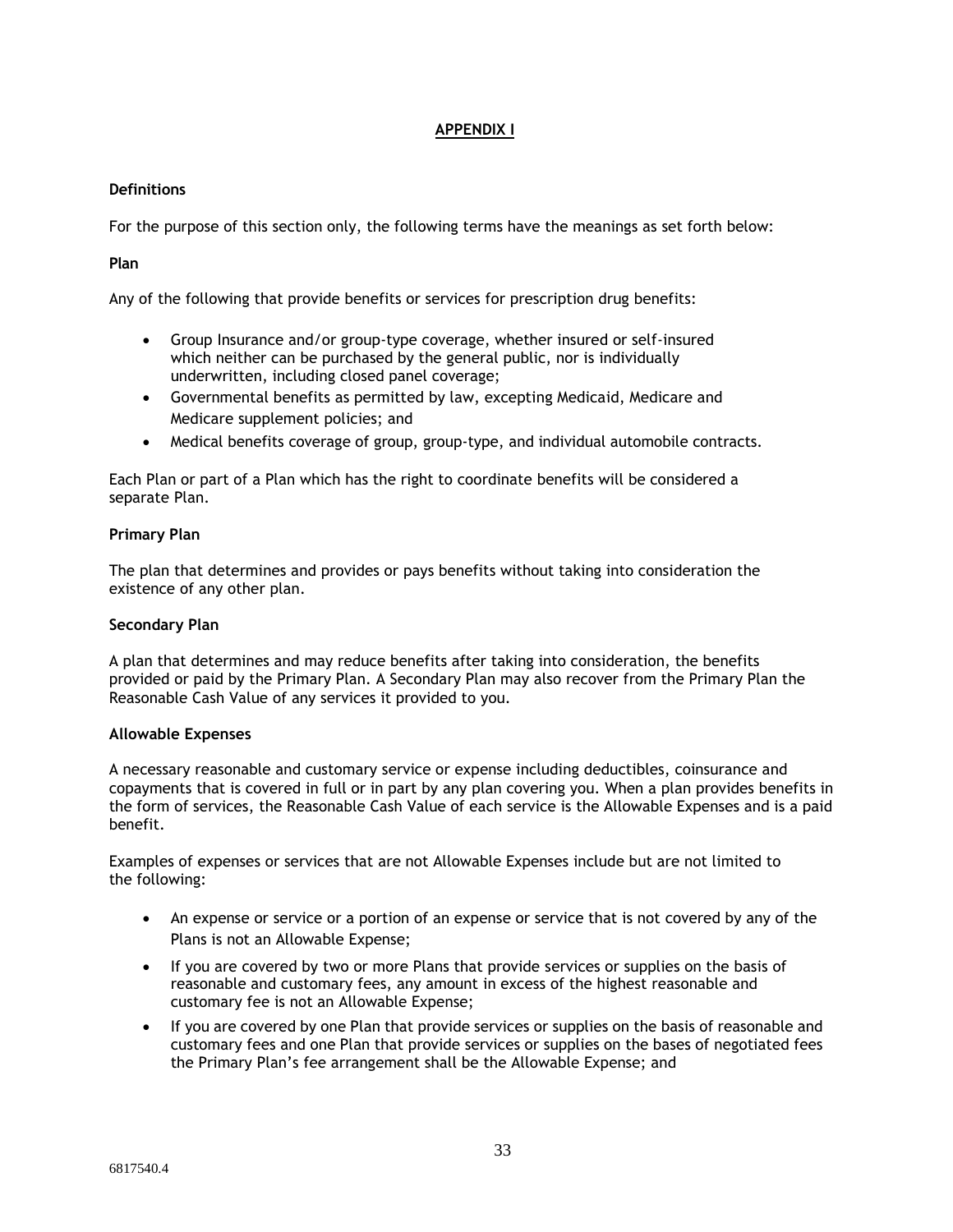# APPENDIX I

**Definitions**

For the purpose of this section only, the following terms have the meanings as set forth below:

**Plan**

Any of the following that provide benefits or services for prescription drug benefits:

- Group Insurance and/or group-type coverage, whether insured or self-insured which neither can be purchased by the general public, nor is individually underwritten, including closed panel coverage;
- Governmental benefits as permitted by law, excepting Medicaid, Medicare and Medicare supplement policies; and
- Medical benefits coverage of group, group-type, and individual automobile contracts.

Each Plan or part of a Plan which has the right to coordinate benefits will be considered a separate Plan.

**Primary Plan**

The plan that determines and provides or pays benefits without taking into consideration the existence of any other plan.

**Secondary Plan**

A plan that determines and may reduce benefits after taking into consideration, the benefits provided or paid by the Primary Plan. A Secondary Plan may also recover from the Primary Plan the Reasonable Cash Value of any services it provided to you.

**Allowable Expenses**

A necessary reasonable and customary service or expense including deductibles, coinsurance and copayments that is covered in full or in part by any plan covering you. When a plan provides benefits in the form of services, the Reasonable Cash Value of each service is the Allowable Expenses and is a paid benefit.

Examples of expenses or services that are not Allowable Expenses include but are not limited to the following:

- An expense or service or a portion of an expense or service that is not covered by any of the Plans is not an Allowable Expense;
- If you are covered by two or more Plans that provide services or supplies on the basis of reasonable and customary fees, any amount in excess of the highest reasonable and customary fee is not an Allowable Expense;
- If you are covered by one Plan that provide services or supplies on the basis of reasonable and customary fees and one Plan that provide services or supplies on the bases of negotiated fees the Primary Plan's fee arrangement shall be the Allowable Expense; and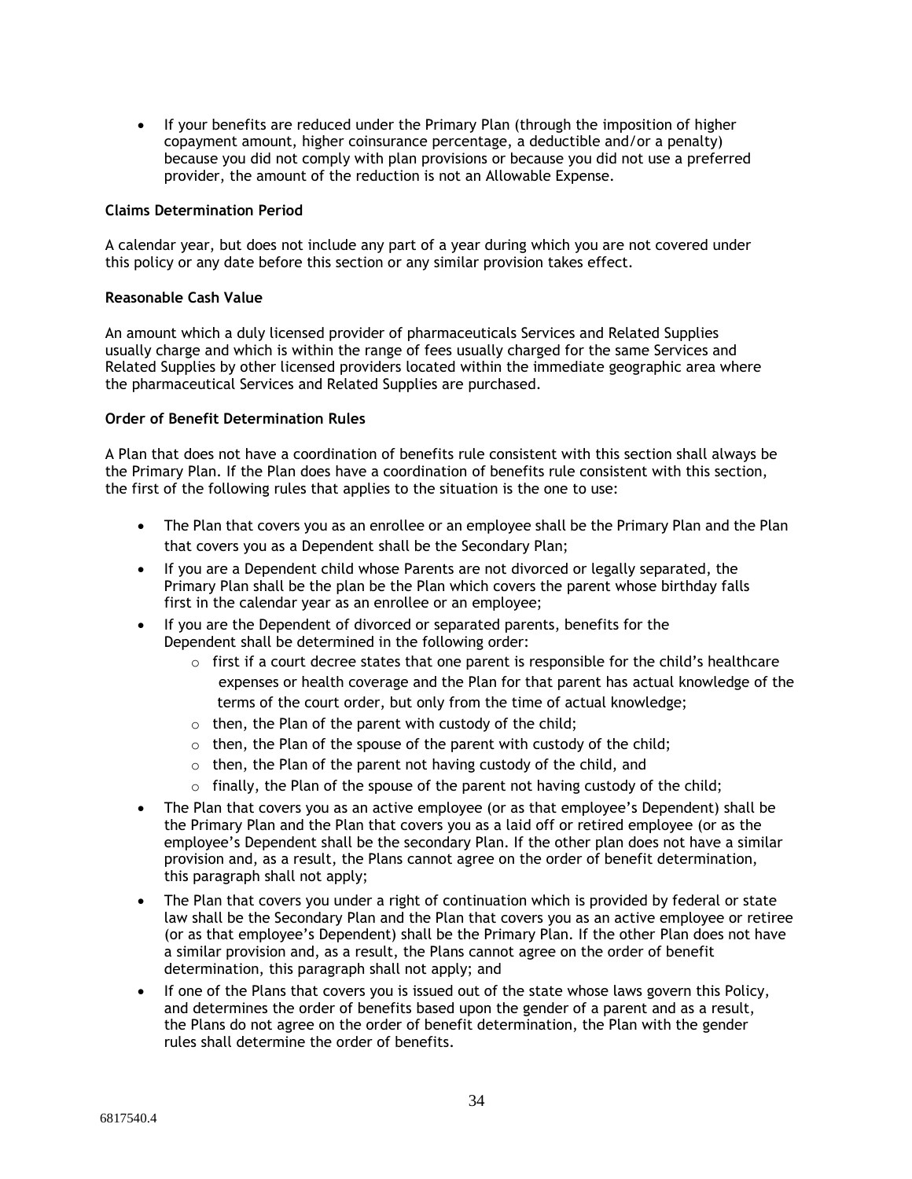- If your benefits are reduced under the Primary Plan (through the imposition of higher copayment amount, higher coinsurance percentage, a deductible and/or a penalty) because you did not comply with plan provisions or because you did not use a preferred provider, the amount of the reduction is not an Allowable Expense.

**Claims Determination Period**

A calendar year, but does not include any part of a year during which you are not covered under this policy or any date before this section or any similar provision takes effect.

**Reasonable Cash Value**

An amount which a duly licensed provider of pharmaceuticals Services and Related Supplies usually charge and which is within the range of fees usually charged for the same Services and Related Supplies by other licensed providers located within the immediate geographic area where the pharmaceutical Services and Related Supplies are purchased.

**Order of Benefit Determination Rules**

A Plan that does not have a coordination of benefits rule consistent with this section shall always be the Primary Plan. If the Plan does have a coordination of benefits rule consistent with this section, the first of the following rules that applies to the situation is the one to use:

- The Plan that covers you as an enrollee or an employee shall be the Primary Plan and the Plan that covers you as a Dependent shall be the Secondary Plan;
- If you are a Dependent child whose Parents are not divorced or legally separated, the Primary Plan shall be the plan be the Plan which covers the parent whose birthday falls first in the calendar year as an enrollee or an employee;
- If you are the Dependent of divorced or separated parents, benefits for the Dependent shall be determined in the following order:
  - first if a court decree states that one parent is responsible for the child's healthcare expenses or health coverage and the Plan for that parent has actual knowledge of the terms of the court order, but only from the time of actual knowledge;
  - then, the Plan of the parent with custody of the child;
  - then, the Plan of the spouse of the parent with custody of the child;
  - then, the Plan of the parent not having custody of the child, and
  - finally, the Plan of the spouse of the parent not having custody of the child;
- The Plan that covers you as an active employee (or as that employee's Dependent) shall be the Primary Plan and the Plan that covers you as a laid off or retired employee (or as the employee's Dependent shall be the secondary Plan. If the other plan does not have a similar provision and, as a result, the Plans cannot agree on the order of benefit determination, this paragraph shall not apply;
- The Plan that covers you under a right of continuation which is provided by federal or state law shall be the Secondary Plan and the Plan that covers you as an active employee or retiree (or as that employee's Dependent) shall be the Primary Plan. If the other Plan does not have a similar provision and, as a result, the Plans cannot agree on the order of benefit determination, this paragraph shall not apply; and
- If one of the Plans that covers you is issued out of the state whose laws govern this Policy, and determines the order of benefits based upon the gender of a parent and as a result, the Plans do not agree on the order of benefit determination, the Plan with the gender rules shall determine the order of benefits.

6817540.4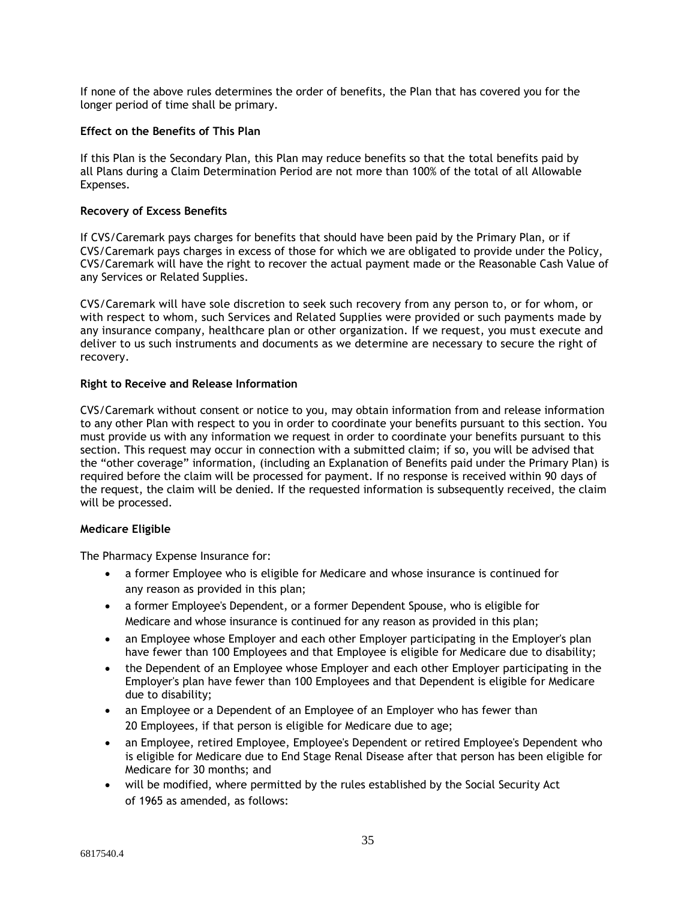If none of the above rules determines the order of benefits, the Plan that has covered you for the longer period of time shall be primary.

**Effect on the Benefits of This Plan**

If this Plan is the Secondary Plan, this Plan may reduce benefits so that the total benefits paid by all Plans during a Claim Determination Period are not more than 100% of the total of all Allowable Expenses.

**Recovery of Excess Benefits**

If CVS/Caremark pays charges for benefits that should have been paid by the Primary Plan, or if CVS/Caremark pays charges in excess of those for which we are obligated to provide under the Policy, CVS/Caremark will have the right to recover the actual payment made or the Reasonable Cash Value of any Services or Related Supplies.

CVS/Caremark will have sole discretion to seek such recovery from any person to, or for whom, or with respect to whom, such Services and Related Supplies were provided or such payments made by any insurance company, healthcare plan or other organization. If we request, you must execute and deliver to us such instruments and documents as we determine are necessary to secure the right of recovery.

**Right to Receive and Release Information**

CVS/Caremark without consent or notice to you, may obtain information from and release information to any other Plan with respect to you in order to coordinate your benefits pursuant to this section. You must provide us with any information we request in order to coordinate your benefits pursuant to this section. This request may occur in connection with a submitted claim; if so, you will be advised that the "other coverage" information, (including an Explanation of Benefits paid under the Primary Plan) is required before the claim will be processed for payment. If no response is received within 90 days of the request, the claim will be denied. If the requested information is subsequently received, the claim will be processed.

**Medicare Eligible**

The Pharmacy Expense Insurance for:

- a former Employee who is eligible for Medicare and whose insurance is continued for any reason as provided in this plan;
- a former Employee's Dependent, or a former Dependent Spouse, who is eligible for Medicare and whose insurance is continued for any reason as provided in this plan;
- an Employee whose Employer and each other Employer participating in the Employer's plan have fewer than 100 Employees and that Employee is eligible for Medicare due to disability;
- the Dependent of an Employee whose Employer and each other Employer participating in the Employer's plan have fewer than 100 Employees and that Dependent is eligible for Medicare due to disability;
- an Employee or a Dependent of an Employee of an Employer who has fewer than 20 Employees, if that person is eligible for Medicare due to age;
- an Employee, retired Employee, Employee's Dependent or retired Employee's Dependent who is eligible for Medicare due to End Stage Renal Disease after that person has been eligible for Medicare for 30 months; and
- will be modified, where permitted by the rules established by the Social Security Act of 1965 as amended, as follows: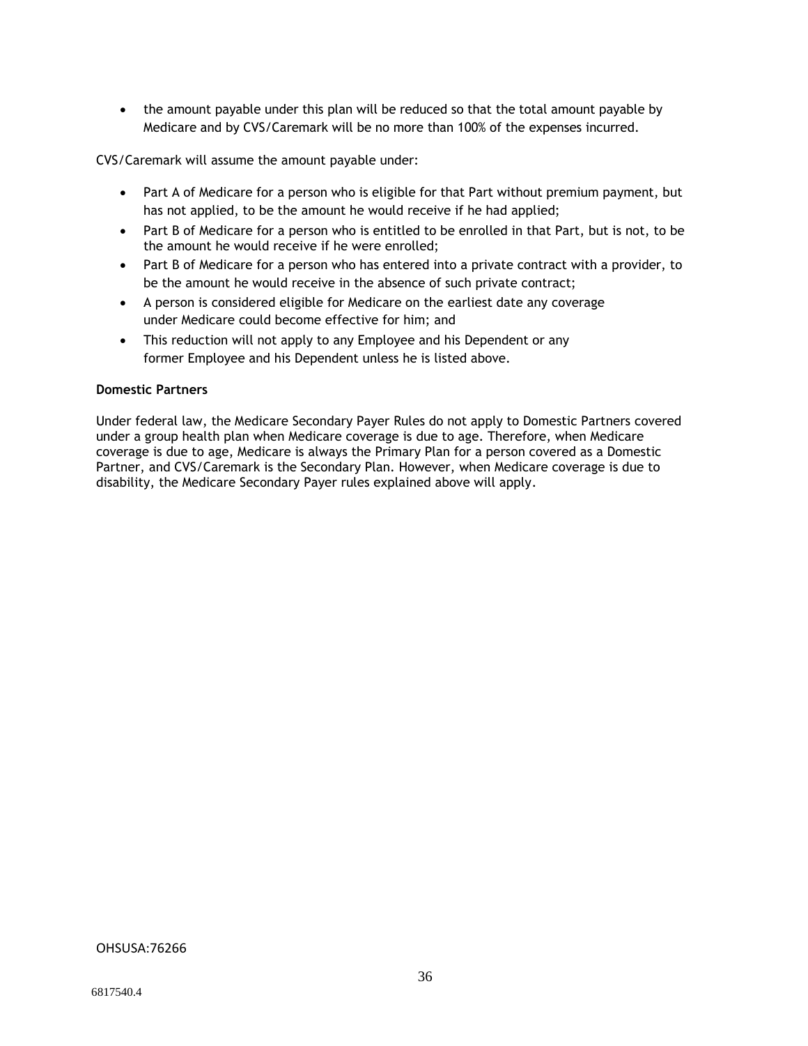- the amount payable under this plan will be reduced so that the total amount payable by Medicare and by CVS/Caremark will be no more than 100% of the expenses incurred.

CVS/Caremark will assume the amount payable under:

- Part A of Medicare for a person who is eligible for that Part without premium payment, but has not applied, to be the amount he would receive if he had applied;
- Part B of Medicare for a person who is entitled to be enrolled in that Part, but is not, to be the amount he would receive if he were enrolled;
- Part B of Medicare for a person who has entered into a private contract with a provider, to be the amount he would receive in the absence of such private contract;
- A person is considered eligible for Medicare on the earliest date any coverage under Medicare could become effective for him; and
- This reduction will not apply to any Employee and his Dependent or any former Employee and his Dependent unless he is listed above.

**Domestic Partners**

Under federal law, the Medicare Secondary Payer Rules do not apply to Domestic Partners covered under a group health plan when Medicare coverage is due to age. Therefore, when Medicare coverage is due to age, Medicare is always the Primary Plan for a person covered as a Domestic Partner, and CVS/Caremark is the Secondary Plan. However, when Medicare coverage is due to disability, the Medicare Secondary Payer rules explained above will apply.

OHSUSA:76266

6817540.4